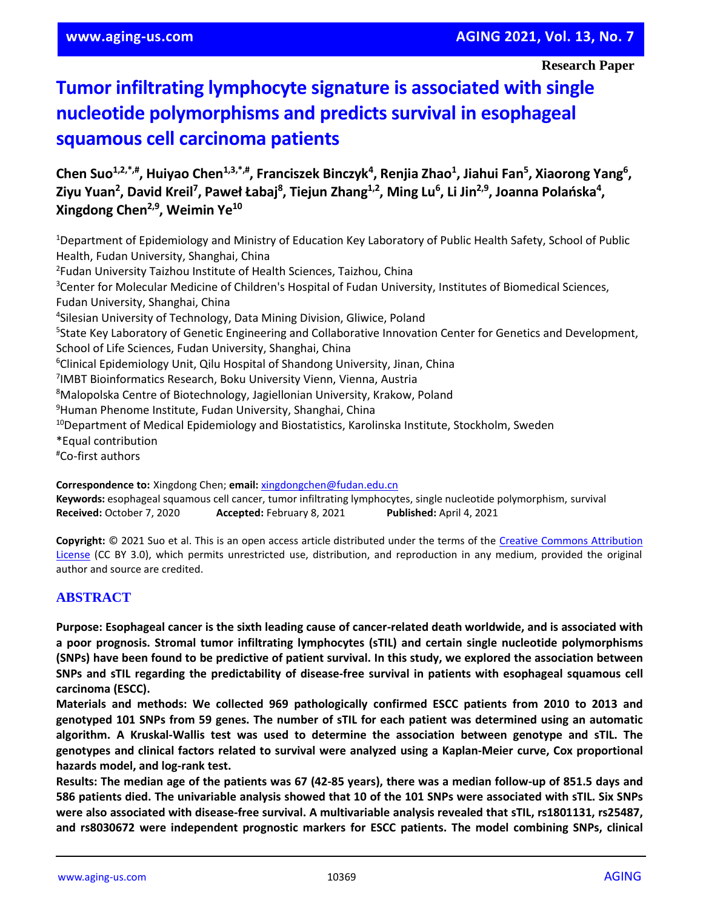Research Paper

# Tumor infiltrating lymphocyte signature is associated with single nucleotide polymorphisms and predicts survival in esophageal squamous cell carcinoma patients

**Chen Suo[1,2,*,#], Huiyao Chen[1,3,*,#], Franciszek Binczyk[4], Renjia Zhao[1], Jiahui Fan[5], Xiaorong Yang[6], Ziyu Yuan[2], David Kreil[7], Paweł Łabaj[8], Tiejun Zhang[1,2], Ming Lu[6], Li Jin[2,9], Joanna Polańska[4], Xingdong Chen[2,9], Weimin Ye[10]**

[1]Department of Epidemiology and Ministry of Education Key Laboratory of Public Health Safety, School of Public Health, Fudan University, Shanghai, China
[2]Fudan University Taizhou Institute of Health Sciences, Taizhou, China
[3]Center for Molecular Medicine of Children's Hospital of Fudan University, Institutes of Biomedical Sciences, Fudan University, Shanghai, China
[4]Silesian University of Technology, Data Mining Division, Gliwice, Poland
[5]State Key Laboratory of Genetic Engineering and Collaborative Innovation Center for Genetics and Development, School of Life Sciences, Fudan University, Shanghai, China
[6]Clinical Epidemiology Unit, Qilu Hospital of Shandong University, Jinan, China
[7]IMBT Bioinformatics Research, Boku University Vienn, Vienna, Austria
[8]Malopolska Centre of Biotechnology, Jagiellonian University, Krakow, Poland
[9]Human Phenome Institute, Fudan University, Shanghai, China
[10]Department of Medical Epidemiology and Biostatistics, Karolinska Institute, Stockholm, Sweden
*Equal contribution
#Co-first authors

**Correspondence to:** Xingdong Chen; **email:** xingdongchen@fudan.edu.cn
**Keywords:** esophageal squamous cell cancer, tumor infiltrating lymphocytes, single nucleotide polymorphism, survival
**Received:** October 7, 2020 **Accepted:** February 8, 2021 **Published:** April 4, 2021

**Copyright:** © 2021 Suo et al. This is an open access article distributed under the terms of the Creative Commons Attribution License (CC BY 3.0), which permits unrestricted use, distribution, and reproduction in any medium, provided the original author and source are credited.

## ABSTRACT

**Purpose: Esophageal cancer is the sixth leading cause of cancer-related death worldwide, and is associated with a poor prognosis. Stromal tumor infiltrating lymphocytes (sTIL) and certain single nucleotide polymorphisms (SNPs) have been found to be predictive of patient survival. In this study, we explored the association between SNPs and sTIL regarding the predictability of disease-free survival in patients with esophageal squamous cell carcinoma (ESCC).**

**Materials and methods: We collected 969 pathologically confirmed ESCC patients from 2010 to 2013 and genotyped 101 SNPs from 59 genes. The number of sTIL for each patient was determined using an automatic algorithm. A Kruskal-Wallis test was used to determine the association between genotype and sTIL. The genotypes and clinical factors related to survival were analyzed using a Kaplan-Meier curve, Cox proportional hazards model, and log-rank test.**

**Results: The median age of the patients was 67 (42-85 years), there was a median follow-up of 851.5 days and 586 patients died. The univariable analysis showed that 10 of the 101 SNPs were associated with sTIL. Six SNPs were also associated with disease-free survival. A multivariable analysis revealed that sTIL, rs1801131, rs25487, and rs8030672 were independent prognostic markers for ESCC patients. The model combining SNPs, clinical**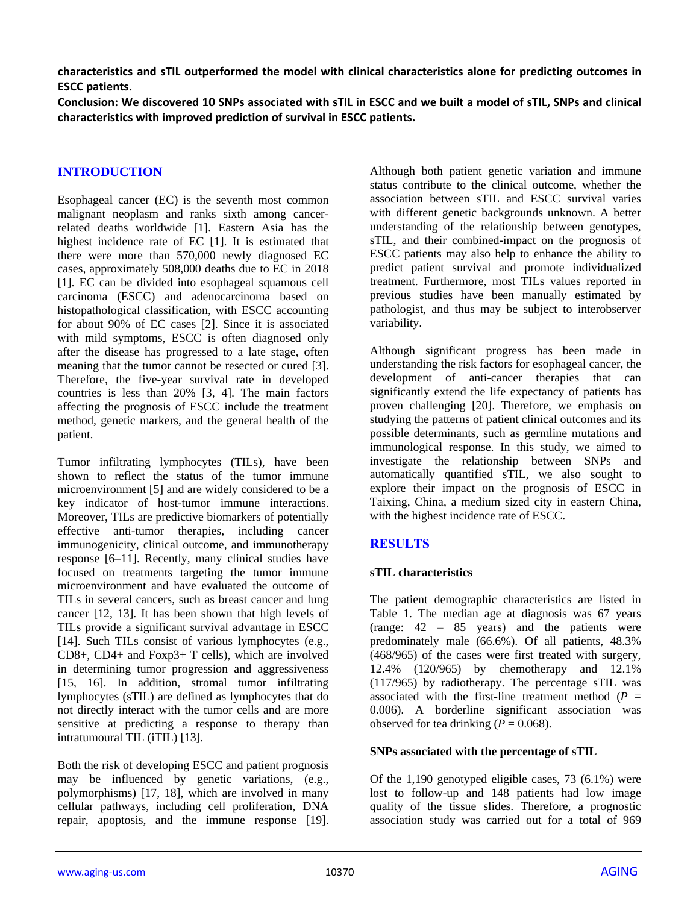**characteristics and sTIL outperformed the model with clinical characteristics alone for predicting outcomes in ESCC patients.**

**Conclusion: We discovered 10 SNPs associated with sTIL in ESCC and we built a model of sTIL, SNPs and clinical characteristics with improved prediction of survival in ESCC patients.**

## INTRODUCTION

Esophageal cancer (EC) is the seventh most common malignant neoplasm and ranks sixth among cancer-related deaths worldwide [1]. Eastern Asia has the highest incidence rate of EC [1]. It is estimated that there were more than 570,000 newly diagnosed EC cases, approximately 508,000 deaths due to EC in 2018 [1]. EC can be divided into esophageal squamous cell carcinoma (ESCC) and adenocarcinoma based on histopathological classification, with ESCC accounting for about 90% of EC cases [2]. Since it is associated with mild symptoms, ESCC is often diagnosed only after the disease has progressed to a late stage, often meaning that the tumor cannot be resected or cured [3]. Therefore, the five-year survival rate in developed countries is less than 20% [3, 4]. The main factors affecting the prognosis of ESCC include the treatment method, genetic markers, and the general health of the patient.

Tumor infiltrating lymphocytes (TILs), have been shown to reflect the status of the tumor immune microenvironment [5] and are widely considered to be a key indicator of host-tumor immune interactions. Moreover, TILs are predictive biomarkers of potentially effective anti-tumor therapies, including cancer immunogenicity, clinical outcome, and immunotherapy response [6–11]. Recently, many clinical studies have focused on treatments targeting the tumor immune microenvironment and have evaluated the outcome of TILs in several cancers, such as breast cancer and lung cancer [12, 13]. It has been shown that high levels of TILs provide a significant survival advantage in ESCC [14]. Such TILs consist of various lymphocytes (e.g., CD8+, CD4+ and Foxp3+ T cells), which are involved in determining tumor progression and aggressiveness [15, 16]. In addition, stromal tumor infiltrating lymphocytes (sTIL) are defined as lymphocytes that do not directly interact with the tumor cells and are more sensitive at predicting a response to therapy than intratumoural TIL (iTIL) [13].

Both the risk of developing ESCC and patient prognosis may be influenced by genetic variations, (e.g., polymorphisms) [17, 18], which are involved in many cellular pathways, including cell proliferation, DNA repair, apoptosis, and the immune response [19]. Although both patient genetic variation and immune status contribute to the clinical outcome, whether the association between sTIL and ESCC survival varies with different genetic backgrounds unknown. A better understanding of the relationship between genotypes, sTIL, and their combined-impact on the prognosis of ESCC patients may also help to enhance the ability to predict patient survival and promote individualized treatment. Furthermore, most TILs values reported in previous studies have been manually estimated by pathologist, and thus may be subject to interobserver variability.

Although significant progress has been made in understanding the risk factors for esophageal cancer, the development of anti-cancer therapies that can significantly extend the life expectancy of patients has proven challenging [20]. Therefore, we emphasis on studying the patterns of patient clinical outcomes and its possible determinants, such as germline mutations and immunological response. In this study, we aimed to investigate the relationship between SNPs and automatically quantified sTIL, we also sought to explore their impact on the prognosis of ESCC in Taixing, China, a medium sized city in eastern China, with the highest incidence rate of ESCC.

## RESULTS

### sTIL characteristics

The patient demographic characteristics are listed in Table 1. The median age at diagnosis was 67 years (range: 42 – 85 years) and the patients were predominately male (66.6%). Of all patients, 48.3% (468/965) of the cases were first treated with surgery, 12.4% (120/965) by chemotherapy and 12.1% (117/965) by radiotherapy. The percentage sTIL was associated with the first-line treatment method ($P$ = 0.006). A borderline significant association was observed for tea drinking ($P$ = 0.068).

### SNPs associated with the percentage of sTIL

Of the 1,190 genotyped eligible cases, 73 (6.1%) were lost to follow-up and 148 patients had low image quality of the tissue slides. Therefore, a prognostic association study was carried out for a total of 969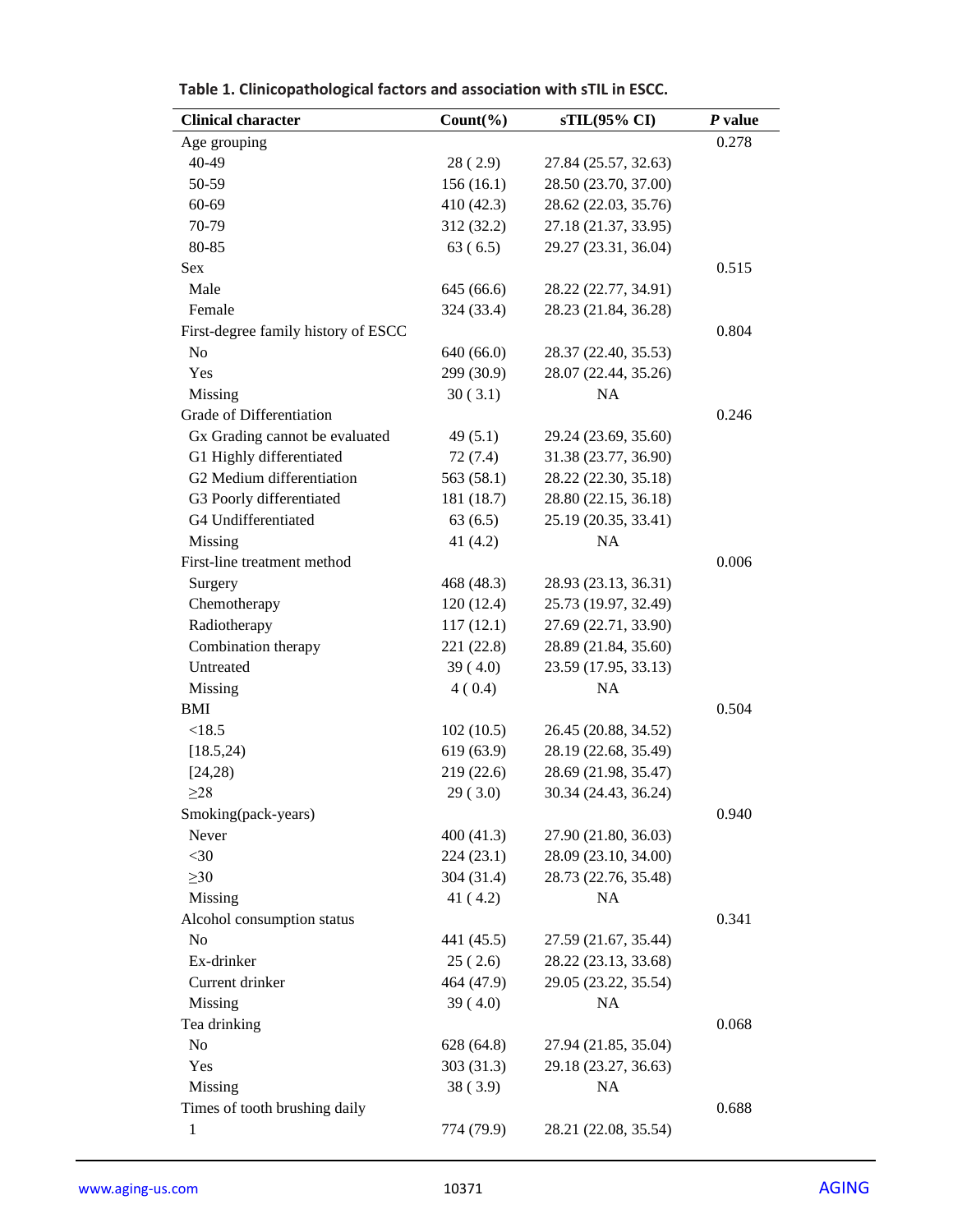**Table 1. Clinicopathological factors and association with sTIL in ESCC.**

| Clinical character | Count(%) | sTIL(95% CI) | *P* value |
|---|---|---|---|
| Age grouping | | | 0.278 |
| 40-49 | 28 ( 2.9) | 27.84 (25.57, 32.63) | |
| 50-59 | 156 (16.1) | 28.50 (23.70, 37.00) | |
| 60-69 | 410 (42.3) | 28.62 (22.03, 35.76) | |
| 70-79 | 312 (32.2) | 27.18 (21.37, 33.95) | |
| 80-85 | 63 ( 6.5) | 29.27 (23.31, 36.04) | |
| Sex | | | 0.515 |
| Male | 645 (66.6) | 28.22 (22.77, 34.91) | |
| Female | 324 (33.4) | 28.23 (21.84, 36.28) | |
| First-degree family history of ESCC | | | 0.804 |
| No | 640 (66.0) | 28.37 (22.40, 35.53) | |
| Yes | 299 (30.9) | 28.07 (22.44, 35.26) | |
| Missing | 30 ( 3.1) | NA | |
| Grade of Differentiation | | | 0.246 |
| Gx Grading cannot be evaluated | 49 (5.1) | 29.24 (23.69, 35.60) | |
| G1 Highly differentiated | 72 (7.4) | 31.38 (23.77, 36.90) | |
| G2 Medium differentiation | 563 (58.1) | 28.22 (22.30, 35.18) | |
| G3 Poorly differentiated | 181 (18.7) | 28.80 (22.15, 36.18) | |
| G4 Undifferentiated | 63 (6.5) | 25.19 (20.35, 33.41) | |
| Missing | 41 (4.2) | NA | |
| First-line treatment method | | | 0.006 |
| Surgery | 468 (48.3) | 28.93 (23.13, 36.31) | |
| Chemotherapy | 120 (12.4) | 25.73 (19.97, 32.49) | |
| Radiotherapy | 117 (12.1) | 27.69 (22.71, 33.90) | |
| Combination therapy | 221 (22.8) | 28.89 (21.84, 35.60) | |
| Untreated | 39 ( 4.0) | 23.59 (17.95, 33.13) | |
| Missing | 4 ( 0.4) | NA | |
| BMI | | | 0.504 |
| <18.5 | 102 (10.5) | 26.45 (20.88, 34.52) | |
| [18.5,24) | 619 (63.9) | 28.19 (22.68, 35.49) | |
| [24,28) | 219 (22.6) | 28.69 (21.98, 35.47) | |
| ≥28 | 29 ( 3.0) | 30.34 (24.43, 36.24) | |
| Smoking(pack-years) | | | 0.940 |
| Never | 400 (41.3) | 27.90 (21.80, 36.03) | |
| <30 | 224 (23.1) | 28.09 (23.10, 34.00) | |
| ≥30 | 304 (31.4) | 28.73 (22.76, 35.48) | |
| Missing | 41 ( 4.2) | NA | |
| Alcohol consumption status | | | 0.341 |
| No | 441 (45.5) | 27.59 (21.67, 35.44) | |
| Ex-drinker | 25 ( 2.6) | 28.22 (23.13, 33.68) | |
| Current drinker | 464 (47.9) | 29.05 (23.22, 35.54) | |
| Missing | 39 ( 4.0) | NA | |
| Tea drinking | | | 0.068 |
| No | 628 (64.8) | 27.94 (21.85, 35.04) | |
| Yes | 303 (31.3) | 29.18 (23.27, 36.63) | |
| Missing | 38 ( 3.9) | NA | |
| Times of tooth brushing daily | | | 0.688 |
| 1 | 774 (79.9) | 28.21 (22.08, 35.54) | |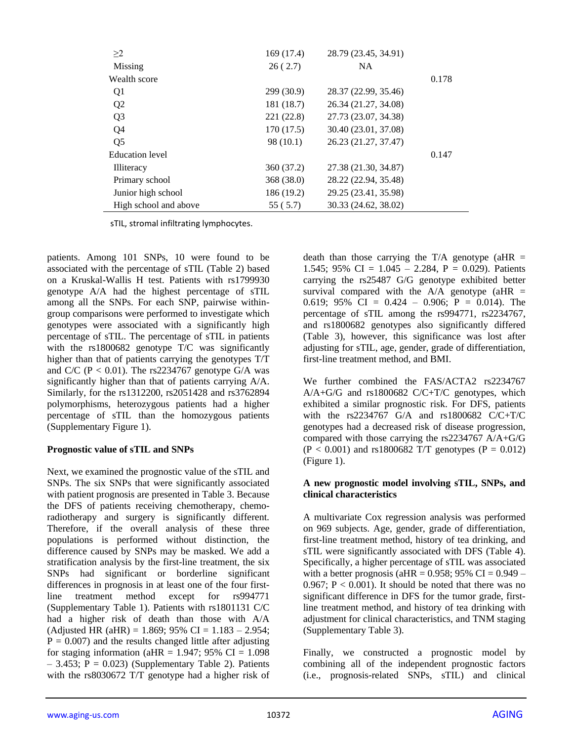| | | | |
|---|---|---|---|
| ≥2 | 169 (17.4) | 28.79 (23.45, 34.91) | |
| Missing | 26 ( 2.7) | NA | |
| Wealth score | | | 0.178 |
| Q1 | 299 (30.9) | 28.37 (22.99, 35.46) | |
| Q2 | 181 (18.7) | 26.34 (21.27, 34.08) | |
| Q3 | 221 (22.8) | 27.73 (23.07, 34.38) | |
| Q4 | 170 (17.5) | 30.40 (23.01, 37.08) | |
| Q5 | 98 (10.1) | 26.23 (21.27, 37.47) | |
| Education level | | | 0.147 |
| Illiteracy | 360 (37.2) | 27.38 (21.30, 34.87) | |
| Primary school | 368 (38.0) | 28.22 (22.94, 35.48) | |
| Junior high school | 186 (19.2) | 29.25 (23.41, 35.98) | |
| High school and above | 55 ( 5.7) | 30.33 (24.62, 38.02) | |

sTIL, stromal infiltrating lymphocytes.

patients. Among 101 SNPs, 10 were found to be associated with the percentage of sTIL (Table 2) based on a Kruskal-Wallis H test. Patients with rs1799930 genotype A/A had the highest percentage of sTIL among all the SNPs. For each SNP, pairwise within-group comparisons were performed to investigate which genotypes were associated with a significantly high percentage of sTIL. The percentage of sTIL in patients with the rs1800682 genotype T/C was significantly higher than that of patients carrying the genotypes T/T and C/C ($P < 0.01$). The rs2234767 genotype G/A was significantly higher than that of patients carrying A/A. Similarly, for the rs1312200, rs2051428 and rs3762894 polymorphisms, heterozygous patients had a higher percentage of sTIL than the homozygous patients (Supplementary Figure 1).

### Prognostic value of sTIL and SNPs

Next, we examined the prognostic value of the sTIL and SNPs. The six SNPs that were significantly associated with patient prognosis are presented in Table 3. Because the DFS of patients receiving chemotherapy, chemo-radiotherapy and surgery is significantly different. Therefore, if the overall analysis of these three populations is performed without distinction, the difference caused by SNPs may be masked. We add a stratification analysis by the first-line treatment, the six SNPs had significant or borderline significant differences in prognosis in at least one of the four first-line treatment method except for rs994771 (Supplementary Table 1). Patients with rs1801131 C/C had a higher risk of death than those with A/A (Adjusted HR (aHR) = 1.869; 95% CI = 1.183 – 2.954; $P = 0.007$) and the results changed little after adjusting for staging information (aHR = 1.947; 95% CI = 1.098 – 3.453; $P = 0.023$) (Supplementary Table 2). Patients with the rs8030672 T/T genotype had a higher risk of death than those carrying the T/A genotype (aHR = 1.545; 95% CI = 1.045 – 2.284, $P = 0.029$). Patients carrying the rs25487 G/G genotype exhibited better survival compared with the A/A genotype (aHR = 0.619; 95% CI = 0.424 – 0.906; $P = 0.014$). The percentage of sTIL among the rs994771, rs2234767, and rs1800682 genotypes also significantly differed (Table 3), however, this significance was lost after adjusting for sTIL, age, gender, grade of differentiation, first-line treatment method, and BMI.

We further combined the FAS/ACTA2 rs2234767 A/A+G/G and rs1800682 C/C+T/C genotypes, which exhibited a similar prognostic risk. For DFS, patients with the rs2234767 G/A and rs1800682 C/C+T/C genotypes had a decreased risk of disease progression, compared with those carrying the rs2234767 A/A+G/G ($P < 0.001$) and rs1800682 T/T genotypes ($P = 0.012$) (Figure 1).

### A new prognostic model involving sTIL, SNPs, and clinical characteristics

A multivariate Cox regression analysis was performed on 969 subjects. Age, gender, grade of differentiation, first-line treatment method, history of tea drinking, and sTIL were significantly associated with DFS (Table 4). Specifically, a higher percentage of sTIL was associated with a better prognosis (aHR = 0.958; 95% CI = 0.949 – 0.967; $P < 0.001$). It should be noted that there was no significant difference in DFS for the tumor grade, first-line treatment method, and history of tea drinking with adjustment for clinical characteristics, and TNM staging (Supplementary Table 3).

Finally, we constructed a prognostic model by combining all of the independent prognostic factors (i.e., prognosis-related SNPs, sTIL) and clinical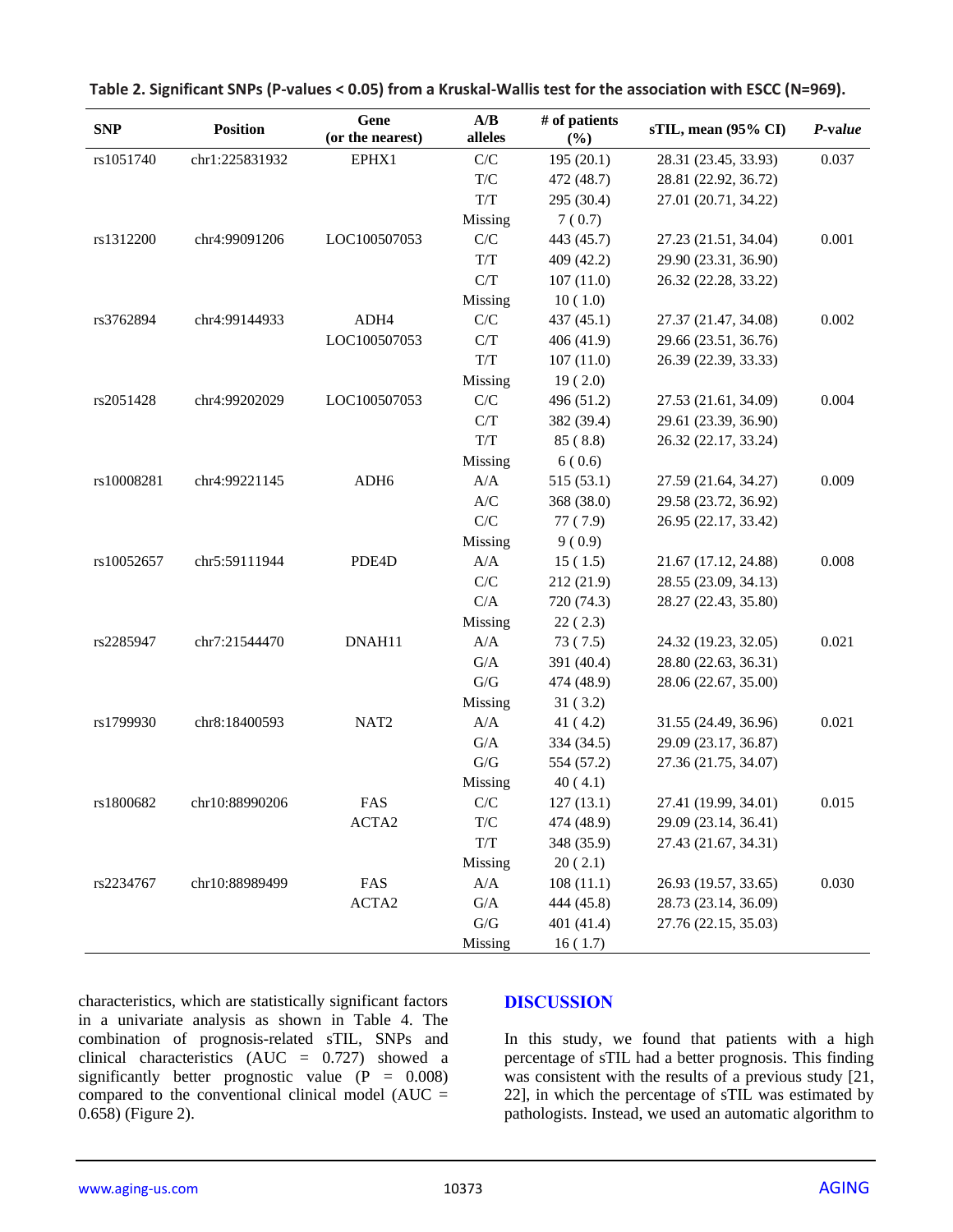**Table 2. Significant SNPs (P-values < 0.05) from a Kruskal-Wallis test for the association with ESCC (N=969).**

| SNP | Position | Gene (or the nearest) | A/B alleles | # of patients (%) | sTIL, mean (95% CI) | *P-value* |
|---|---|---|---|---|---|---|
| rs1051740 | chr1:225831932 | EPHX1 | C/C | 195 (20.1) | 28.31 (23.45, 33.93) | 0.037 |
| | | | T/C | 472 (48.7) | 28.81 (22.92, 36.72) | |
| | | | T/T | 295 (30.4) | 27.01 (20.71, 34.22) | |
| | | | Missing | 7 ( 0.7) | | |
| rs1312200 | chr4:99091206 | LOC100507053 | C/C | 443 (45.7) | 27.23 (21.51, 34.04) | 0.001 |
| | | | T/T | 409 (42.2) | 29.90 (23.31, 36.90) | |
| | | | C/T | 107 (11.0) | 26.32 (22.28, 33.22) | |
| | | | Missing | 10 ( 1.0) | | |
| rs3762894 | chr4:99144933 | ADH4 | C/C | 437 (45.1) | 27.37 (21.47, 34.08) | 0.002 |
| | | LOC100507053 | C/T | 406 (41.9) | 29.66 (23.51, 36.76) | |
| | | | T/T | 107 (11.0) | 26.39 (22.39, 33.33) | |
| | | | Missing | 19 ( 2.0) | | |
| rs2051428 | chr4:99202029 | LOC100507053 | C/C | 496 (51.2) | 27.53 (21.61, 34.09) | 0.004 |
| | | | C/T | 382 (39.4) | 29.61 (23.39, 36.90) | |
| | | | T/T | 85 ( 8.8) | 26.32 (22.17, 33.24) | |
| | | | Missing | 6 ( 0.6) | | |
| rs10008281 | chr4:99221145 | ADH6 | A/A | 515 (53.1) | 27.59 (21.64, 34.27) | 0.009 |
| | | | A/C | 368 (38.0) | 29.58 (23.72, 36.92) | |
| | | | C/C | 77 ( 7.9) | 26.95 (22.17, 33.42) | |
| | | | Missing | 9 ( 0.9) | | |
| rs10052657 | chr5:59111944 | PDE4D | A/A | 15 ( 1.5) | 21.67 (17.12, 24.88) | 0.008 |
| | | | C/C | 212 (21.9) | 28.55 (23.09, 34.13) | |
| | | | C/A | 720 (74.3) | 28.27 (22.43, 35.80) | |
| | | | Missing | 22 ( 2.3) | | |
| rs2285947 | chr7:21544470 | DNAH11 | A/A | 73 ( 7.5) | 24.32 (19.23, 32.05) | 0.021 |
| | | | G/A | 391 (40.4) | 28.80 (22.63, 36.31) | |
| | | | G/G | 474 (48.9) | 28.06 (22.67, 35.00) | |
| | | | Missing | 31 ( 3.2) | | |
| rs1799930 | chr8:18400593 | NAT2 | A/A | 41 ( 4.2) | 31.55 (24.49, 36.96) | 0.021 |
| | | | G/A | 334 (34.5) | 29.09 (23.17, 36.87) | |
| | | | G/G | 554 (57.2) | 27.36 (21.75, 34.07) | |
| | | | Missing | 40 ( 4.1) | | |
| rs1800682 | chr10:88990206 | FAS | C/C | 127 (13.1) | 27.41 (19.99, 34.01) | 0.015 |
| | | ACTA2 | T/C | 474 (48.9) | 29.09 (23.14, 36.41) | |
| | | | T/T | 348 (35.9) | 27.43 (21.67, 34.31) | |
| | | | Missing | 20 ( 2.1) | | |
| rs2234767 | chr10:88989499 | FAS | A/A | 108 (11.1) | 26.93 (19.57, 33.65) | 0.030 |
| | | ACTA2 | G/A | 444 (45.8) | 28.73 (23.14, 36.09) | |
| | | | G/G | 401 (41.4) | 27.76 (22.15, 35.03) | |
| | | | Missing | 16 ( 1.7) | | |

characteristics, which are statistically significant factors in a univariate analysis as shown in Table 4. The combination of prognosis-related sTIL, SNPs and clinical characteristics (AUC = 0.727) showed a significantly better prognostic value (P = 0.008) compared to the conventional clinical model (AUC = 0.658) (Figure 2).

## DISCUSSION

In this study, we found that patients with a high percentage of sTIL had a better prognosis. This finding was consistent with the results of a previous study [21, 22], in which the percentage of sTIL was estimated by pathologists. Instead, we used an automatic algorithm to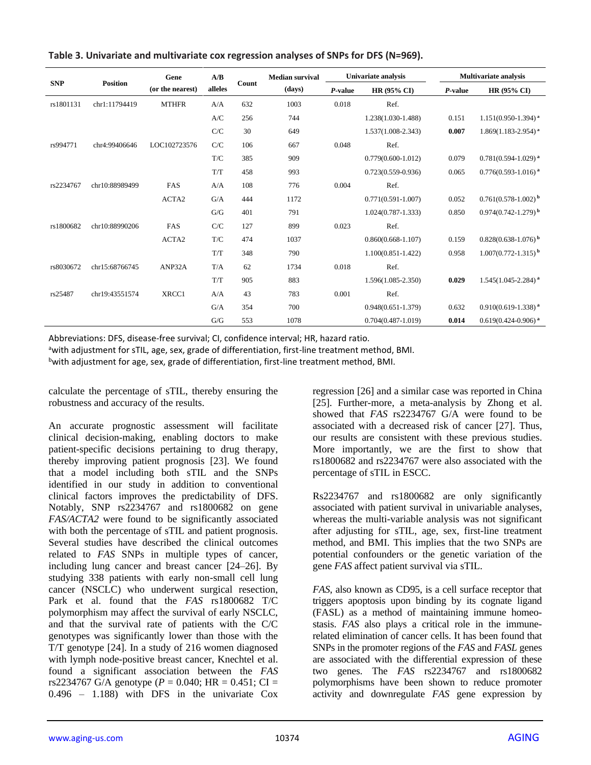**Table 3. Univariate and multivariate cox regression analyses of SNPs for DFS (N=969).**

| SNP | Position | Gene (or the nearest) | A/B alleles | Count | Median survival (days) | Univariate analysis | | Multivariate analysis | |
|---|---|---|---|---|---|---|---|---|---|
| | | | | | | *P*-value | HR (95% CI) | *P*-value | HR (95% CI) |
| rs1801131 | chr1:11794419 | MTHFR | A/A | 632 | 1003 | 0.018 | Ref. | | |
| | | | A/C | 256 | 744 | | 1.238(1.030-1.488) | 0.151 | 1.151(0.950-1.394) [a] |
| | | | C/C | 30 | 649 | | 1.537(1.008-2.343) | **0.007** | 1.869(1.183-2.954) [a] |
| rs994771 | chr4:99406646 | LOC102723576 | C/C | 106 | 667 | 0.048 | Ref. | | |
| | | | T/C | 385 | 909 | | 0.779(0.600-1.012) | 0.079 | 0.781(0.594-1.029) [a] |
| | | | T/T | 458 | 993 | | 0.723(0.559-0.936) | 0.065 | 0.776(0.593-1.016) [a] |
| rs2234767 | chr10:88989499 | FAS | A/A | 108 | 776 | 0.004 | Ref. | | |
| | | ACTA2 | G/A | 444 | 1172 | | 0.771(0.591-1.007) | 0.052 | 0.761(0.578-1.002) [b] |
| | | | G/G | 401 | 791 | | 1.024(0.787-1.333) | 0.850 | 0.974(0.742-1.279) [b] |
| rs1800682 | chr10:88990206 | FAS | C/C | 127 | 899 | 0.023 | Ref. | | |
| | | ACTA2 | T/C | 474 | 1037 | | 0.860(0.668-1.107) | 0.159 | 0.828(0.638-1.076) [b] |
| | | | T/T | 348 | 790 | | 1.100(0.851-1.422) | 0.958 | 1.007(0.772-1.315) [b] |
| rs8030672 | chr15:68766745 | ANP32A | T/A | 62 | 1734 | 0.018 | Ref. | | |
| | | | T/T | 905 | 883 | | 1.596(1.085-2.350) | **0.029** | 1.545(1.045-2.284) [a] |
| rs25487 | chr19:43551574 | XRCC1 | A/A | 43 | 783 | 0.001 | Ref. | | |
| | | | G/A | 354 | 700 | | 0.948(0.651-1.379) | 0.632 | 0.910(0.619-1.338) [a] |
| | | | G/G | 553 | 1078 | | 0.704(0.487-1.019) | **0.014** | 0.619(0.424-0.906) [a] |

Abbreviations: DFS, disease-free survival; CI, confidence interval; HR, hazard ratio.
[a]with adjustment for sTIL, age, sex, grade of differentiation, first-line treatment method, BMI.
[b]with adjustment for age, sex, grade of differentiation, first-line treatment method, BMI.

calculate the percentage of sTIL, thereby ensuring the robustness and accuracy of the results.

An accurate prognostic assessment will facilitate clinical decision-making, enabling doctors to make patient-specific decisions pertaining to drug therapy, thereby improving patient prognosis [23]. We found that a model including both sTIL and the SNPs identified in our study in addition to conventional clinical factors improves the predictability of DFS. Notably, SNP rs2234767 and rs1800682 on gene *FAS/ACTA2* were found to be significantly associated with both the percentage of sTIL and patient prognosis. Several studies have described the clinical outcomes related to *FAS* SNPs in multiple types of cancer, including lung cancer and breast cancer [24–26]. By studying 338 patients with early non-small cell lung cancer (NSCLC) who underwent surgical resection, Park et al. found that the *FAS* rs1800682 T/C polymorphism may affect the survival of early NSCLC, and that the survival rate of patients with the C/C genotypes was significantly lower than those with the T/T genotype [24]. In a study of 216 women diagnosed with lymph node-positive breast cancer, Knechtel et al. found a significant association between the *FAS* rs2234767 G/A genotype ($P = 0.040$; HR = 0.451; CI = 0.496 – 1.188) with DFS in the univariate Cox regression [26] and a similar case was reported in China [25]. Further-more, a meta-analysis by Zhong et al. showed that *FAS* rs2234767 G/A were found to be associated with a decreased risk of cancer [27]. Thus, our results are consistent with these previous studies. More importantly, we are the first to show that rs1800682 and rs2234767 were also associated with the percentage of sTIL in ESCC.

Rs2234767 and rs1800682 are only significantly associated with patient survival in univariable analyses, whereas the multi-variable analysis was not significant after adjusting for sTIL, age, sex, first-line treatment method, and BMI. This implies that the two SNPs are potential confounders or the genetic variation of the gene *FAS* affect patient survival via sTIL.

*FAS*, also known as CD95, is a cell surface receptor that triggers apoptosis upon binding by its cognate ligand (FASL) as a method of maintaining immune homeo-stasis. *FAS* also plays a critical role in the immune-related elimination of cancer cells. It has been found that SNPs in the promoter regions of the *FAS* and *FASL* genes are associated with the differential expression of these two genes. The *FAS* rs2234767 and rs1800682 polymorphisms have been shown to reduce promoter activity and downregulate *FAS* gene expression by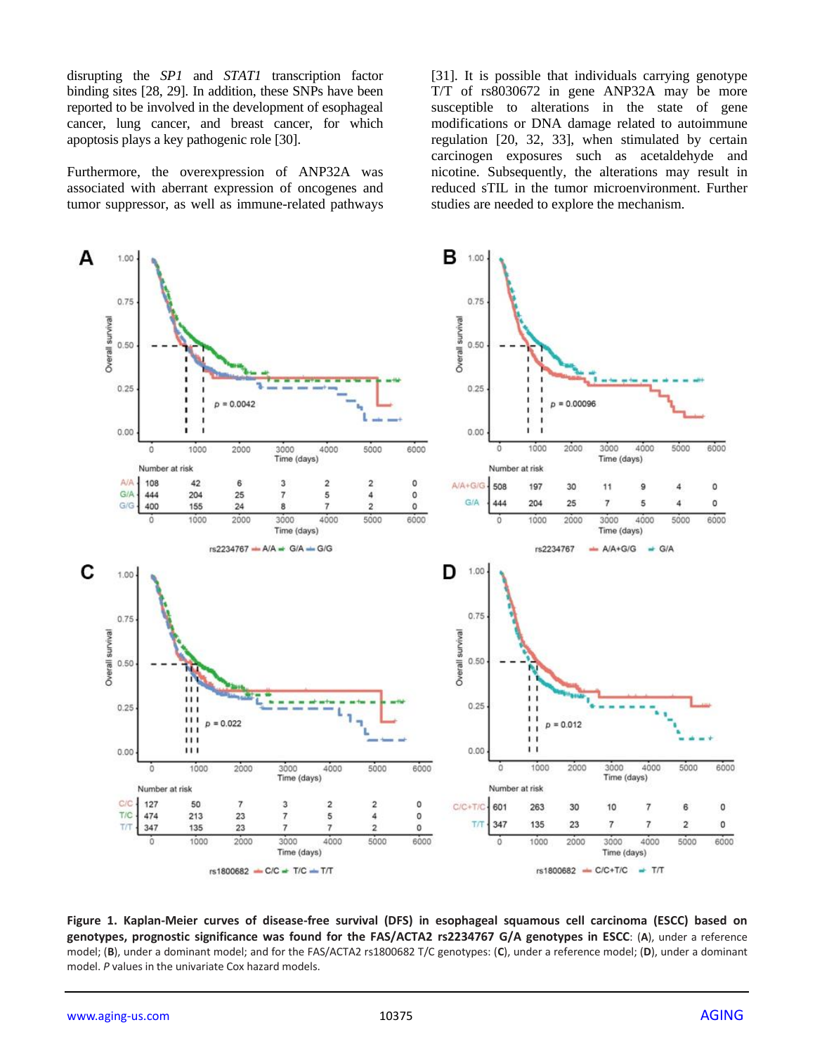disrupting the *SP1* and *STAT1* transcription factor binding sites [28, 29]. In addition, these SNPs have been reported to be involved in the development of esophageal cancer, lung cancer, and breast cancer, for which apoptosis plays a key pathogenic role [30].

Furthermore, the overexpression of ANP32A was associated with aberrant expression of oncogenes and tumor suppressor, as well as immune-related pathways [31]. It is possible that individuals carrying genotype T/T of rs8030672 in gene ANP32A may be more susceptible to alterations in the state of gene modifications or DNA damage related to autoimmune regulation [20, 32, 33], when stimulated by certain carcinogen exposures such as acetaldehyde and nicotine. Subsequently, the alterations may result in reduced sTIL in the tumor microenvironment. Further studies are needed to explore the mechanism.

**Figure 1. Kaplan-Meier curves of disease-free survival (DFS) in esophageal squamous cell carcinoma (ESCC) based on genotypes, prognostic significance was found for the FAS/ACTA2 rs2234767 G/A genotypes in ESCC**: (**A**), under a reference model; (**B**), under a dominant model; and for the FAS/ACTA2 rs1800682 T/C genotypes: (**C**), under a reference model; (**D**), under a dominant model. *P* values in the univariate Cox hazard models.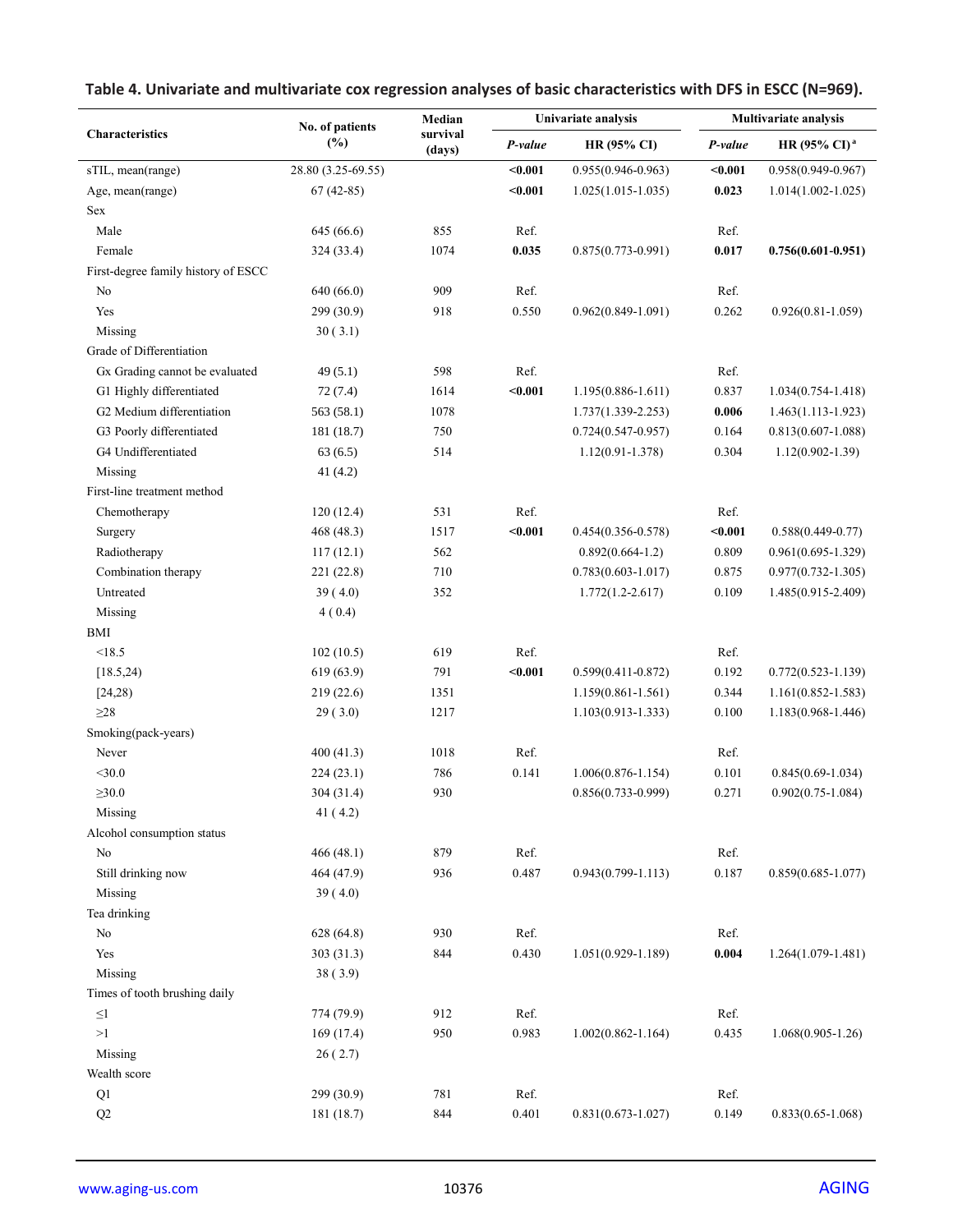**Table 4. Univariate and multivariate cox regression analyses of basic characteristics with DFS in ESCC (N=969).**

| Characteristics | No. of patients (%) | Median survival (days) | Univariate analysis | | Multivariate analysis | |
|---|---|---|---|---|---|---|
| | | | *P-value* | HR (95% CI) | *P-value* | HR (95% CI)[a] |
| sTIL, mean(range) | 28.80 (3.25-69.55) | | **<0.001** | 0.955(0.946-0.963) | **<0.001** | 0.958(0.949-0.967) |
| Age, mean(range) | 67 (42-85) | | **<0.001** | 1.025(1.015-1.035) | **0.023** | 1.014(1.002-1.025) |
| Sex | | | | | | |
| Male | 645 (66.6) | 855 | Ref. | | Ref. | |
| Female | 324 (33.4) | 1074 | **0.035** | 0.875(0.773-0.991) | **0.017** | **0.756(0.601-0.951)** |
| First-degree family history of ESCC | | | | | | |
| No | 640 (66.0) | 909 | Ref. | | Ref. | |
| Yes | 299 (30.9) | 918 | 0.550 | 0.962(0.849-1.091) | 0.262 | 0.926(0.81-1.059) |
| Missing | 30 ( 3.1) | | | | | |
| Grade of Differentiation | | | | | | |
| Gx Grading cannot be evaluated | 49 (5.1) | 598 | Ref. | | Ref. | |
| G1 Highly differentiated | 72 (7.4) | 1614 | **<0.001** | 1.195(0.886-1.611) | 0.837 | 1.034(0.754-1.418) |
| G2 Medium differentiation | 563 (58.1) | 1078 | | 1.737(1.339-2.253) | **0.006** | 1.463(1.113-1.923) |
| G3 Poorly differentiated | 181 (18.7) | 750 | | 0.724(0.547-0.957) | 0.164 | 0.813(0.607-1.088) |
| G4 Undifferentiated | 63 (6.5) | 514 | | 1.12(0.91-1.378) | 0.304 | 1.12(0.902-1.39) |
| Missing | 41 (4.2) | | | | | |
| First-line treatment method | | | | | | |
| Chemotherapy | 120 (12.4) | 531 | Ref. | | Ref. | |
| Surgery | 468 (48.3) | 1517 | **<0.001** | 0.454(0.356-0.578) | **<0.001** | 0.588(0.449-0.77) |
| Radiotherapy | 117 (12.1) | 562 | | 0.892(0.664-1.2) | 0.809 | 0.961(0.695-1.329) |
| Combination therapy | 221 (22.8) | 710 | | 0.783(0.603-1.017) | 0.875 | 0.977(0.732-1.305) |
| Untreated | 39 ( 4.0) | 352 | | 1.772(1.2-2.617) | 0.109 | 1.485(0.915-2.409) |
| Missing | 4 ( 0.4) | | | | | |
| BMI | | | | | | |
| <18.5 | 102 (10.5) | 619 | Ref. | | Ref. | |
| [18.5,24) | 619 (63.9) | 791 | **<0.001** | 0.599(0.411-0.872) | 0.192 | 0.772(0.523-1.139) |
| [24,28) | 219 (22.6) | 1351 | | 1.159(0.861-1.561) | 0.344 | 1.161(0.852-1.583) |
| ≥28 | 29 ( 3.0) | 1217 | | 1.103(0.913-1.333) | 0.100 | 1.183(0.968-1.446) |
| Smoking(pack-years) | | | | | | |
| Never | 400 (41.3) | 1018 | Ref. | | Ref. | |
| <30.0 | 224 (23.1) | 786 | 0.141 | 1.006(0.876-1.154) | 0.101 | 0.845(0.69-1.034) |
| ≥30.0 | 304 (31.4) | 930 | | 0.856(0.733-0.999) | 0.271 | 0.902(0.75-1.084) |
| Missing | 41 ( 4.2) | | | | | |
| Alcohol consumption status | | | | | | |
| No | 466 (48.1) | 879 | Ref. | | Ref. | |
| Still drinking now | 464 (47.9) | 936 | 0.487 | 0.943(0.799-1.113) | 0.187 | 0.859(0.685-1.077) |
| Missing | 39 ( 4.0) | | | | | |
| Tea drinking | | | | | | |
| No | 628 (64.8) | 930 | Ref. | | Ref. | |
| Yes | 303 (31.3) | 844 | 0.430 | 1.051(0.929-1.189) | **0.004** | 1.264(1.079-1.481) |
| Missing | 38 ( 3.9) | | | | | |
| Times of tooth brushing daily | | | | | | |
| ≤1 | 774 (79.9) | 912 | Ref. | | Ref. | |
| >1 | 169 (17.4) | 950 | 0.983 | 1.002(0.862-1.164) | 0.435 | 1.068(0.905-1.26) |
| Missing | 26 ( 2.7) | | | | | |
| Wealth score | | | | | | |
| Q1 | 299 (30.9) | 781 | Ref. | | Ref. | |
| Q2 | 181 (18.7) | 844 | 0.401 | 0.831(0.673-1.027) | 0.149 | 0.833(0.65-1.068) |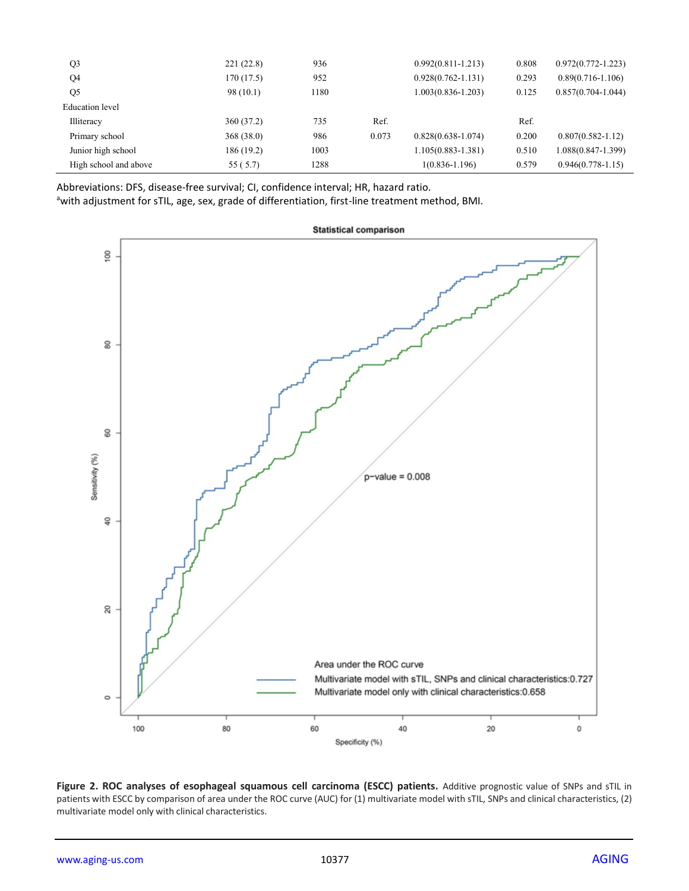| | | | | | | |
|---|---|---|---|---|---|---|
| Q3 | 221 (22.8) | 936 | | 0.992(0.811-1.213) | 0.808 | 0.972(0.772-1.223) |
| Q4 | 170 (17.5) | 952 | | 0.928(0.762-1.131) | 0.293 | 0.89(0.716-1.106) |
| Q5 | 98 (10.1) | 1180 | | 1.003(0.836-1.203) | 0.125 | 0.857(0.704-1.044) |
| Education level | | | | | | |
| Illiteracy | 360 (37.2) | 735 | Ref. | | Ref. | |
| Primary school | 368 (38.0) | 986 | 0.073 | 0.828(0.638-1.074) | 0.200 | 0.807(0.582-1.12) |
| Junior high school | 186 (19.2) | 1003 | | 1.105(0.883-1.381) | 0.510 | 1.088(0.847-1.399) |
| High school and above | 55 ( 5.7) | 1288 | | 1(0.836-1.196) | 0.579 | 0.946(0.778-1.15) |

Abbreviations: DFS, disease-free survival; CI, confidence interval; HR, hazard ratio.
[a]with adjustment for sTIL, age, sex, grade of differentiation, first-line treatment method, BMI.

**Figure 2. ROC analyses of esophageal squamous cell carcinoma (ESCC) patients.** Additive prognostic value of SNPs and sTIL in patients with ESCC by comparison of area under the ROC curve (AUC) for (1) multivariate model with sTIL, SNPs and clinical characteristics, (2) multivariate model only with clinical characteristics.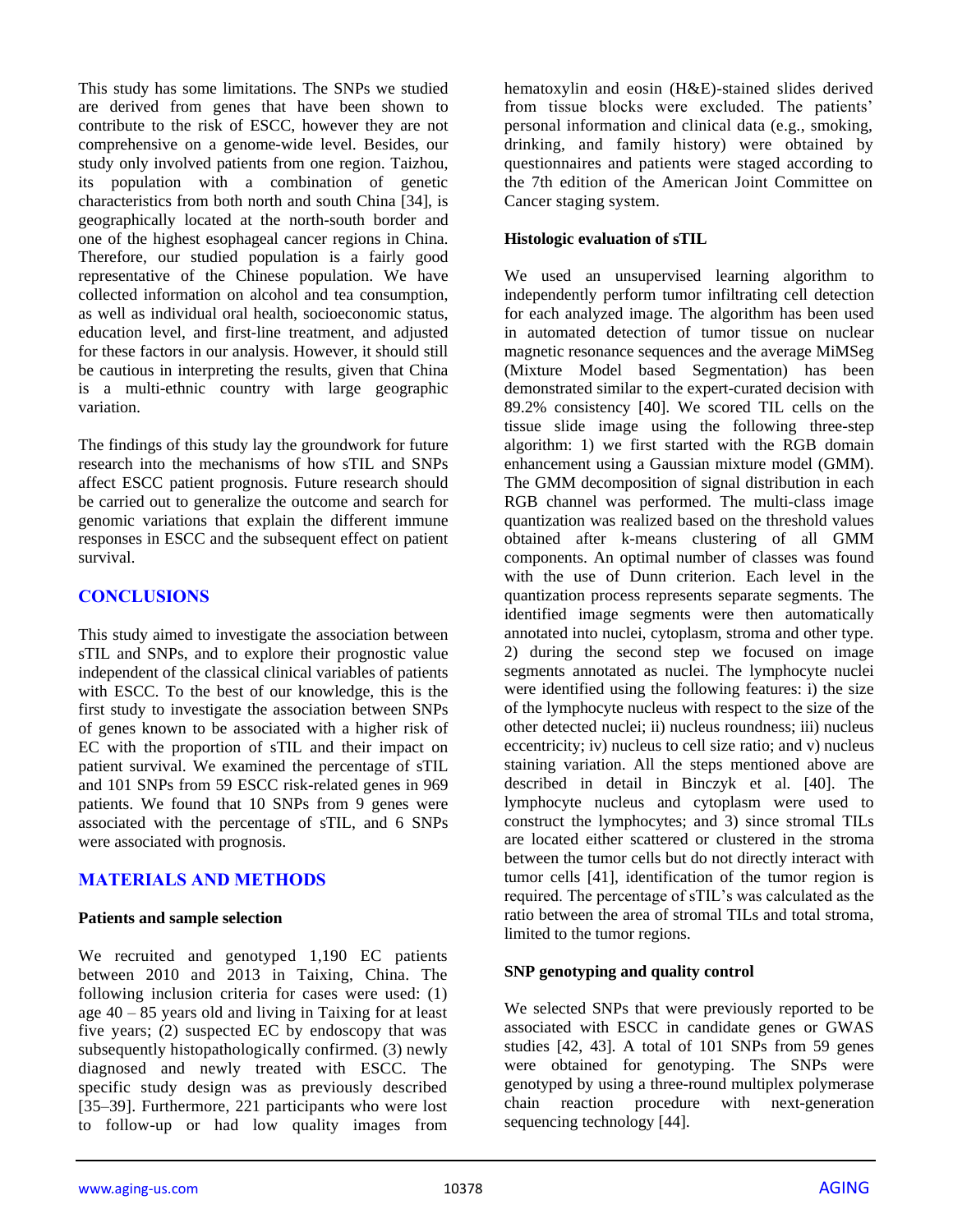This study has some limitations. The SNPs we studied are derived from genes that have been shown to contribute to the risk of ESCC, however they are not comprehensive on a genome-wide level. Besides, our study only involved patients from one region. Taizhou, its population with a combination of genetic characteristics from both north and south China [34], is geographically located at the north-south border and one of the highest esophageal cancer regions in China. Therefore, our studied population is a fairly good representative of the Chinese population. We have collected information on alcohol and tea consumption, as well as individual oral health, socioeconomic status, education level, and first-line treatment, and adjusted for these factors in our analysis. However, it should still be cautious in interpreting the results, given that China is a multi-ethnic country with large geographic variation.

The findings of this study lay the groundwork for future research into the mechanisms of how sTIL and SNPs affect ESCC patient prognosis. Future research should be carried out to generalize the outcome and search for genomic variations that explain the different immune responses in ESCC and the subsequent effect on patient survival.

## CONCLUSIONS

This study aimed to investigate the association between sTIL and SNPs, and to explore their prognostic value independent of the classical clinical variables of patients with ESCC. To the best of our knowledge, this is the first study to investigate the association between SNPs of genes known to be associated with a higher risk of EC with the proportion of sTIL and their impact on patient survival. We examined the percentage of sTIL and 101 SNPs from 59 ESCC risk-related genes in 969 patients. We found that 10 SNPs from 9 genes were associated with the percentage of sTIL, and 6 SNPs were associated with prognosis.

## MATERIALS AND METHODS

### Patients and sample selection

We recruited and genotyped 1,190 EC patients between 2010 and 2013 in Taixing, China. The following inclusion criteria for cases were used: (1) age 40 – 85 years old and living in Taixing for at least five years; (2) suspected EC by endoscopy that was subsequently histopathologically confirmed. (3) newly diagnosed and newly treated with ESCC. The specific study design was as previously described [35–39]. Furthermore, 221 participants who were lost to follow-up or had low quality images from hematoxylin and eosin (H&E)-stained slides derived from tissue blocks were excluded. The patients' personal information and clinical data (e.g., smoking, drinking, and family history) were obtained by questionnaires and patients were staged according to the 7th edition of the American Joint Committee on Cancer staging system.

### Histologic evaluation of sTIL

We used an unsupervised learning algorithm to independently perform tumor infiltrating cell detection for each analyzed image. The algorithm has been used in automated detection of tumor tissue on nuclear magnetic resonance sequences and the average MiMSeg (Mixture Model based Segmentation) has been demonstrated similar to the expert-curated decision with 89.2% consistency [40]. We scored TIL cells on the tissue slide image using the following three-step algorithm: 1) we first started with the RGB domain enhancement using a Gaussian mixture model (GMM). The GMM decomposition of signal distribution in each RGB channel was performed. The multi-class image quantization was realized based on the threshold values obtained after k-means clustering of all GMM components. An optimal number of classes was found with the use of Dunn criterion. Each level in the quantization process represents separate segments. The identified image segments were then automatically annotated into nuclei, cytoplasm, stroma and other type. 2) during the second step we focused on image segments annotated as nuclei. The lymphocyte nuclei were identified using the following features: i) the size of the lymphocyte nucleus with respect to the size of the other detected nuclei; ii) nucleus roundness; iii) nucleus eccentricity; iv) nucleus to cell size ratio; and v) nucleus staining variation. All the steps mentioned above are described in detail in Binczyk et al. [40]. The lymphocyte nucleus and cytoplasm were used to construct the lymphocytes; and 3) since stromal TILs are located either scattered or clustered in the stroma between the tumor cells but do not directly interact with tumor cells [41], identification of the tumor region is required. The percentage of sTIL's was calculated as the ratio between the area of stromal TILs and total stroma, limited to the tumor regions.

### SNP genotyping and quality control

We selected SNPs that were previously reported to be associated with ESCC in candidate genes or GWAS studies [42, 43]. A total of 101 SNPs from 59 genes were obtained for genotyping. The SNPs were genotyped by using a three-round multiplex polymerase chain reaction procedure with next-generation sequencing technology [44].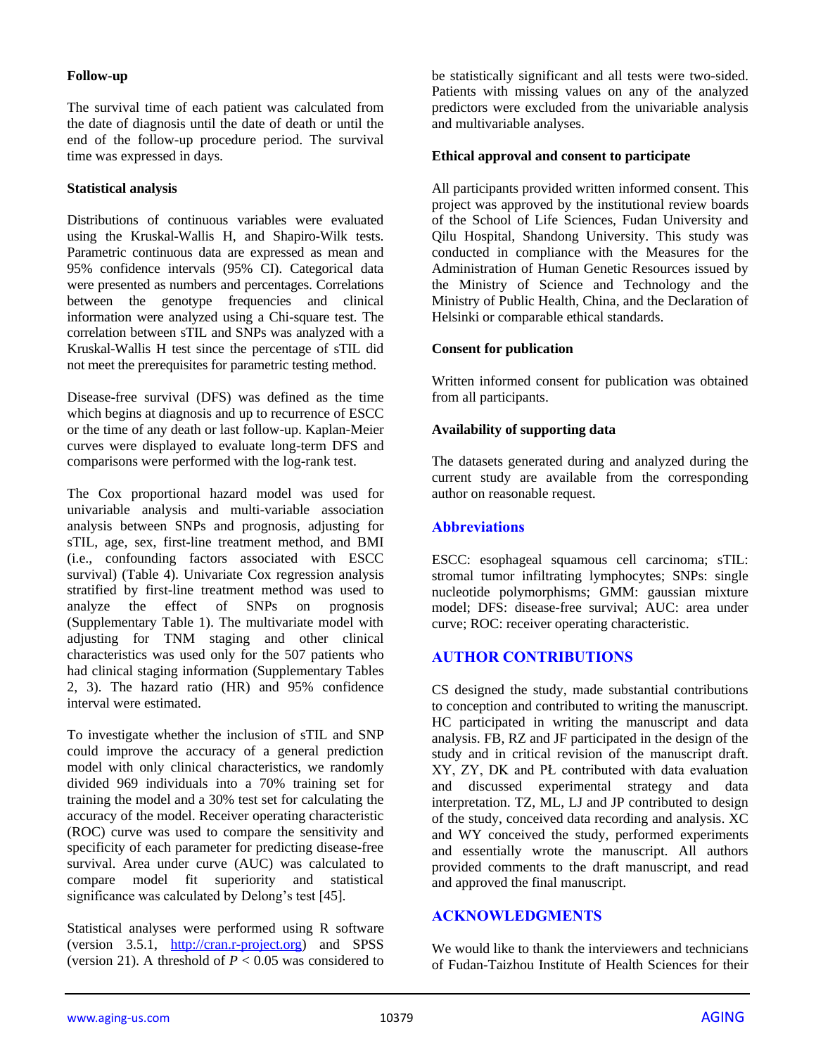### Follow-up

The survival time of each patient was calculated from the date of diagnosis until the date of death or until the end of the follow-up procedure period. The survival time was expressed in days.

### Statistical analysis

Distributions of continuous variables were evaluated using the Kruskal-Wallis H, and Shapiro-Wilk tests. Parametric continuous data are expressed as mean and 95% confidence intervals (95% CI). Categorical data were presented as numbers and percentages. Correlations between the genotype frequencies and clinical information were analyzed using a Chi-square test. The correlation between sTIL and SNPs was analyzed with a Kruskal-Wallis H test since the percentage of sTIL did not meet the prerequisites for parametric testing method.

Disease-free survival (DFS) was defined as the time which begins at diagnosis and up to recurrence of ESCC or the time of any death or last follow-up. Kaplan-Meier curves were displayed to evaluate long-term DFS and comparisons were performed with the log-rank test.

The Cox proportional hazard model was used for univariable analysis and multi-variable association analysis between SNPs and prognosis, adjusting for sTIL, age, sex, first-line treatment method, and BMI (i.e., confounding factors associated with ESCC survival) (Table 4). Univariate Cox regression analysis stratified by first-line treatment method was used to analyze the effect of SNPs on prognosis (Supplementary Table 1). The multivariate model with adjusting for TNM staging and other clinical characteristics was used only for the 507 patients who had clinical staging information (Supplementary Tables 2, 3). The hazard ratio (HR) and 95% confidence interval were estimated.

To investigate whether the inclusion of sTIL and SNP could improve the accuracy of a general prediction model with only clinical characteristics, we randomly divided 969 individuals into a 70% training set for training the model and a 30% test set for calculating the accuracy of the model. Receiver operating characteristic (ROC) curve was used to compare the sensitivity and specificity of each parameter for predicting disease-free survival. Area under curve (AUC) was calculated to compare model fit superiority and statistical significance was calculated by Delong's test [45].

Statistical analyses were performed using R software (version 3.5.1, http://cran.r-project.org) and SPSS (version 21). A threshold of $P < 0.05$ was considered to be statistically significant and all tests were two-sided. Patients with missing values on any of the analyzed predictors were excluded from the univariable analysis and multivariable analyses.

### Ethical approval and consent to participate

All participants provided written informed consent. This project was approved by the institutional review boards of the School of Life Sciences, Fudan University and Qilu Hospital, Shandong University. This study was conducted in compliance with the Measures for the Administration of Human Genetic Resources issued by the Ministry of Science and Technology and the Ministry of Public Health, China, and the Declaration of Helsinki or comparable ethical standards.

### Consent for publication

Written informed consent for publication was obtained from all participants.

### Availability of supporting data

The datasets generated during and analyzed during the current study are available from the corresponding author on reasonable request.

## Abbreviations

ESCC: esophageal squamous cell carcinoma; sTIL: stromal tumor infiltrating lymphocytes; SNPs: single nucleotide polymorphisms; GMM: gaussian mixture model; DFS: disease-free survival; AUC: area under curve; ROC: receiver operating characteristic.

## AUTHOR CONTRIBUTIONS

CS designed the study, made substantial contributions to conception and contributed to writing the manuscript. HC participated in writing the manuscript and data analysis. FB, RZ and JF participated in the design of the study and in critical revision of the manuscript draft. XY, ZY, DK and PŁ contributed with data evaluation and discussed experimental strategy and data interpretation. TZ, ML, LJ and JP contributed to design of the study, conceived data recording and analysis. XC and WY conceived the study, performed experiments and essentially wrote the manuscript. All authors provided comments to the draft manuscript, and read and approved the final manuscript.

## ACKNOWLEDGMENTS

We would like to thank the interviewers and technicians of Fudan-Taizhou Institute of Health Sciences for their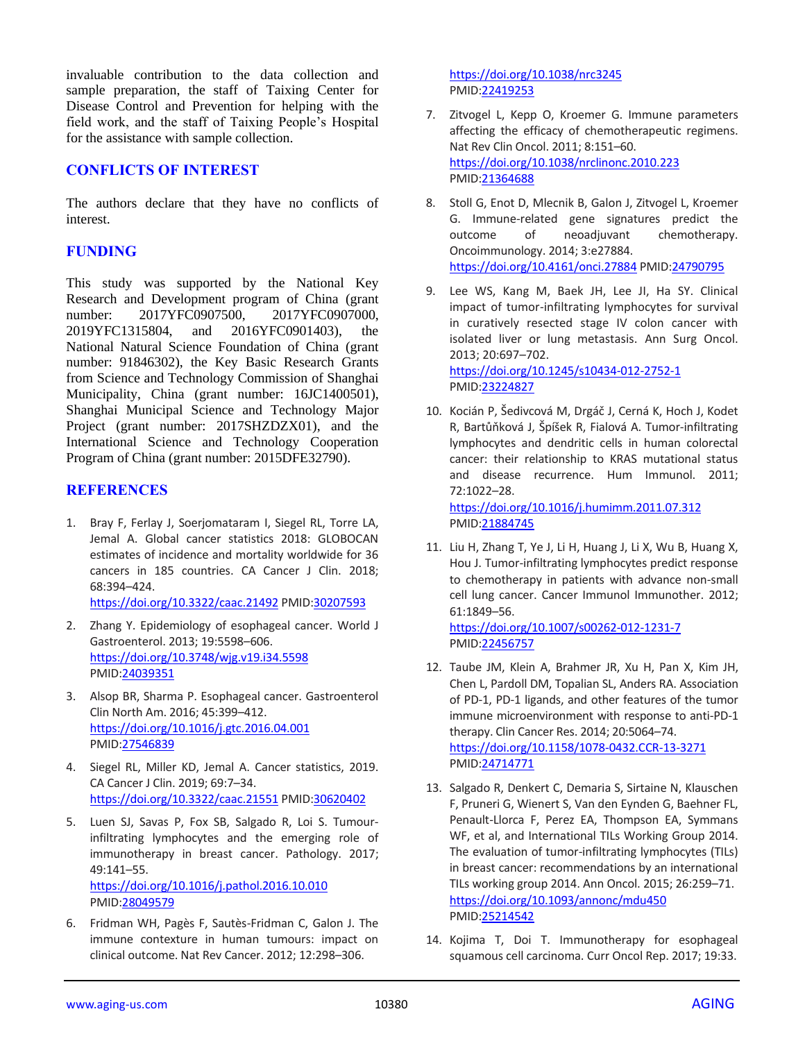invaluable contribution to the data collection and sample preparation, the staff of Taixing Center for Disease Control and Prevention for helping with the field work, and the staff of Taixing People's Hospital for the assistance with sample collection.

## CONFLICTS OF INTEREST

The authors declare that they have no conflicts of interest.

## FUNDING

This study was supported by the National Key Research and Development program of China (grant number: 2017YFC0907500, 2017YFC0907000, 2019YFC1315804, and 2016YFC0901403), the National Natural Science Foundation of China (grant number: 91846302), the Key Basic Research Grants from Science and Technology Commission of Shanghai Municipality, China (grant number: 16JC1400501), Shanghai Municipal Science and Technology Major Project (grant number: 2017SHZDZX01), and the International Science and Technology Cooperation Program of China (grant number: 2015DFE32790).

## REFERENCES

1. Bray F, Ferlay J, Soerjomataram I, Siegel RL, Torre LA, Jemal A. Global cancer statistics 2018: GLOBOCAN estimates of incidence and mortality worldwide for 36 cancers in 185 countries. CA Cancer J Clin. 2018; 68:394–424. https://doi.org/10.3322/caac.21492 PMID:30207593

2. Zhang Y. Epidemiology of esophageal cancer. World J Gastroenterol. 2013; 19:5598–606. https://doi.org/10.3748/wjg.v19.i34.5598 PMID:24039351

3. Alsop BR, Sharma P. Esophageal cancer. Gastroenterol Clin North Am. 2016; 45:399–412. https://doi.org/10.1016/j.gtc.2016.04.001 PMID:27546839

4. Siegel RL, Miller KD, Jemal A. Cancer statistics, 2019. CA Cancer J Clin. 2019; 69:7–34. https://doi.org/10.3322/caac.21551 PMID:30620402

5. Luen SJ, Savas P, Fox SB, Salgado R, Loi S. Tumour-infiltrating lymphocytes and the emerging role of immunotherapy in breast cancer. Pathology. 2017; 49:141–55. https://doi.org/10.1016/j.pathol.2016.10.010 PMID:28049579

6. Fridman WH, Pagès F, Sautès-Fridman C, Galon J. The immune contexture in human tumours: impact on clinical outcome. Nat Rev Cancer. 2012; 12:298–306. https://doi.org/10.1038/nrc3245 PMID:22419253

7. Zitvogel L, Kepp O, Kroemer G. Immune parameters affecting the efficacy of chemotherapeutic regimens. Nat Rev Clin Oncol. 2011; 8:151–60. https://doi.org/10.1038/nrclinonc.2010.223 PMID:21364688

8. Stoll G, Enot D, Mlecnik B, Galon J, Zitvogel L, Kroemer G. Immune-related gene signatures predict the outcome of neoadjuvant chemotherapy. Oncoimmunology. 2014; 3:e27884. https://doi.org/10.4161/onci.27884 PMID:24790795

9. Lee WS, Kang M, Baek JH, Lee JI, Ha SY. Clinical impact of tumor-infiltrating lymphocytes for survival in curatively resected stage IV colon cancer with isolated liver or lung metastasis. Ann Surg Oncol. 2013; 20:697–702. https://doi.org/10.1245/s10434-012-2752-1 PMID:23224827

10. Kocián P, Šedivcová M, Drgáč J, Cerná K, Hoch J, Kodet R, Bartůňková J, Špíšek R, Fialová A. Tumor-infiltrating lymphocytes and dendritic cells in human colorectal cancer: their relationship to KRAS mutational status and disease recurrence. Hum Immunol. 2011; 72:1022–28. https://doi.org/10.1016/j.humimm.2011.07.312 PMID:21884745

11. Liu H, Zhang T, Ye J, Li H, Huang J, Li X, Wu B, Huang X, Hou J. Tumor-infiltrating lymphocytes predict response to chemotherapy in patients with advance non-small cell lung cancer. Cancer Immunol Immunother. 2012; 61:1849–56. https://doi.org/10.1007/s00262-012-1231-7 PMID:22456757

12. Taube JM, Klein A, Brahmer JR, Xu H, Pan X, Kim JH, Chen L, Pardoll DM, Topalian SL, Anders RA. Association of PD-1, PD-1 ligands, and other features of the tumor immune microenvironment with response to anti-PD-1 therapy. Clin Cancer Res. 2014; 20:5064–74. https://doi.org/10.1158/1078-0432.CCR-13-3271 PMID:24714771

13. Salgado R, Denkert C, Demaria S, Sirtaine N, Klauschen F, Pruneri G, Wienert S, Van den Eynden G, Baehner FL, Penault-Llorca F, Perez EA, Thompson EA, Symmans WF, et al, and International TILs Working Group 2014. The evaluation of tumor-infiltrating lymphocytes (TILs) in breast cancer: recommendations by an international TILs working group 2014. Ann Oncol. 2015; 26:259–71. https://doi.org/10.1093/annonc/mdu450 PMID:25214542

14. Kojima T, Doi T. Immunotherapy for esophageal squamous cell carcinoma. Curr Oncol Rep. 2017; 19:33.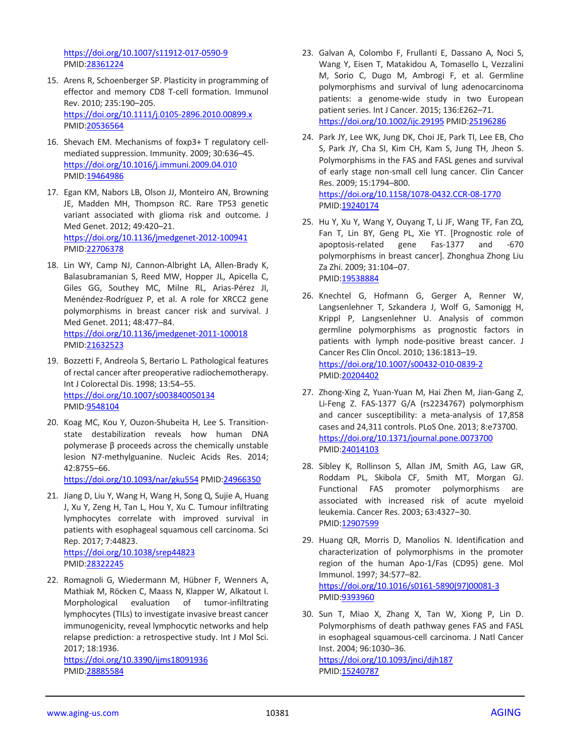https://doi.org/10.1007/s11912-017-0590-9 PMID:28361224

15. Arens R, Schoenberger SP. Plasticity in programming of effector and memory CD8 T-cell formation. Immunol Rev. 2010; 235:190–205. https://doi.org/10.1111/j.0105-2896.2010.00899.x PMID:20536564

16. Shevach EM. Mechanisms of foxp3+ T regulatory cell-mediated suppression. Immunity. 2009; 30:636–45. https://doi.org/10.1016/j.immuni.2009.04.010 PMID:19464986

17. Egan KM, Nabors LB, Olson JJ, Monteiro AN, Browning JE, Madden MH, Thompson RC. Rare TP53 genetic variant associated with glioma risk and outcome. J Med Genet. 2012; 49:420–21. https://doi.org/10.1136/jmedgenet-2012-100941 PMID:22706378

18. Lin WY, Camp NJ, Cannon-Albright LA, Allen-Brady K, Balasubramanian S, Reed MW, Hopper JL, Apicella C, Giles GG, Southey MC, Milne RL, Arias-Pérez JI, Menéndez-Rodríguez P, et al. A role for XRCC2 gene polymorphisms in breast cancer risk and survival. J Med Genet. 2011; 48:477–84. https://doi.org/10.1136/jmedgenet-2011-100018 PMID:21632523

19. Bozzetti F, Andreola S, Bertario L. Pathological features of rectal cancer after preoperative radiochemotherapy. Int J Colorectal Dis. 1998; 13:54–55. https://doi.org/10.1007/s003840050134 PMID:9548104

20. Koag MC, Kou Y, Ouzon-Shubeita H, Lee S. Transition-state destabilization reveals how human DNA polymerase β proceeds across the chemically unstable lesion N7-methylguanine. Nucleic Acids Res. 2014; 42:8755–66. https://doi.org/10.1093/nar/gku554 PMID:24966350

21. Jiang D, Liu Y, Wang H, Wang H, Song Q, Sujie A, Huang J, Xu Y, Zeng H, Tan L, Hou Y, Xu C. Tumour infiltrating lymphocytes correlate with improved survival in patients with esophageal squamous cell carcinoma. Sci Rep. 2017; 7:44823. https://doi.org/10.1038/srep44823 PMID:28322245

22. Romagnoli G, Wiedermann M, Hübner F, Wenners A, Mathiak M, Röcken C, Maass N, Klapper W, Alkatout I. Morphological evaluation of tumor-infiltrating lymphocytes (TILs) to investigate invasive breast cancer immunogenicity, reveal lymphocytic networks and help relapse prediction: a retrospective study. Int J Mol Sci. 2017; 18:1936. https://doi.org/10.3390/ijms18091936 PMID:28885584

23. Galvan A, Colombo F, Frullanti E, Dassano A, Noci S, Wang Y, Eisen T, Matakidou A, Tomasello L, Vezzalini M, Sorio C, Dugo M, Ambrogi F, et al. Germline polymorphisms and survival of lung adenocarcinoma patients: a genome-wide study in two European patient series. Int J Cancer. 2015; 136:E262–71. https://doi.org/10.1002/ijc.29195 PMID:25196286

24. Park JY, Lee WK, Jung DK, Choi JE, Park TI, Lee EB, Cho S, Park JY, Cha SI, Kim CH, Kam S, Jung TH, Jheon S. Polymorphisms in the FAS and FASL genes and survival of early stage non-small cell lung cancer. Clin Cancer Res. 2009; 15:1794–800. https://doi.org/10.1158/1078-0432.CCR-08-1770 PMID:19240174

25. Hu Y, Xu Y, Wang Y, Ouyang T, Li JF, Wang TF, Fan ZQ, Fan T, Lin BY, Geng PL, Xie YT. [Prognostic role of apoptosis-related gene Fas-1377 and -670 polymorphisms in breast cancer]. Zhonghua Zhong Liu Za Zhi. 2009; 31:104–07. PMID:19538884

26. Knechtel G, Hofmann G, Gerger A, Renner W, Langsenlehner T, Szkandera J, Wolf G, Samonigg H, Krippl P, Langsenlehner U. Analysis of common germline polymorphisms as prognostic factors in patients with lymph node-positive breast cancer. J Cancer Res Clin Oncol. 2010; 136:1813–19. https://doi.org/10.1007/s00432-010-0839-2 PMID:20204402

27. Zhong-Xing Z, Yuan-Yuan M, Hai Zhen M, Jian-Gang Z, Li-Feng Z. FAS-1377 G/A (rs2234767) polymorphism and cancer susceptibility: a meta-analysis of 17,858 cases and 24,311 controls. PLoS One. 2013; 8:e73700. https://doi.org/10.1371/journal.pone.0073700 PMID:24014103

28. Sibley K, Rollinson S, Allan JM, Smith AG, Law GR, Roddam PL, Skibola CF, Smith MT, Morgan GJ. Functional FAS promoter polymorphisms are associated with increased risk of acute myeloid leukemia. Cancer Res. 2003; 63:4327–30. PMID:12907599

29. Huang QR, Morris D, Manolios N. Identification and characterization of polymorphisms in the promoter region of the human Apo-1/Fas (CD95) gene. Mol Immunol. 1997; 34:577–82. https://doi.org/10.1016/s0161-5890(97)00081-3 PMID:9393960

30. Sun T, Miao X, Zhang X, Tan W, Xiong P, Lin D. Polymorphisms of death pathway genes FAS and FASL in esophageal squamous-cell carcinoma. J Natl Cancer Inst. 2004; 96:1030–36. https://doi.org/10.1093/jnci/djh187 PMID:15240787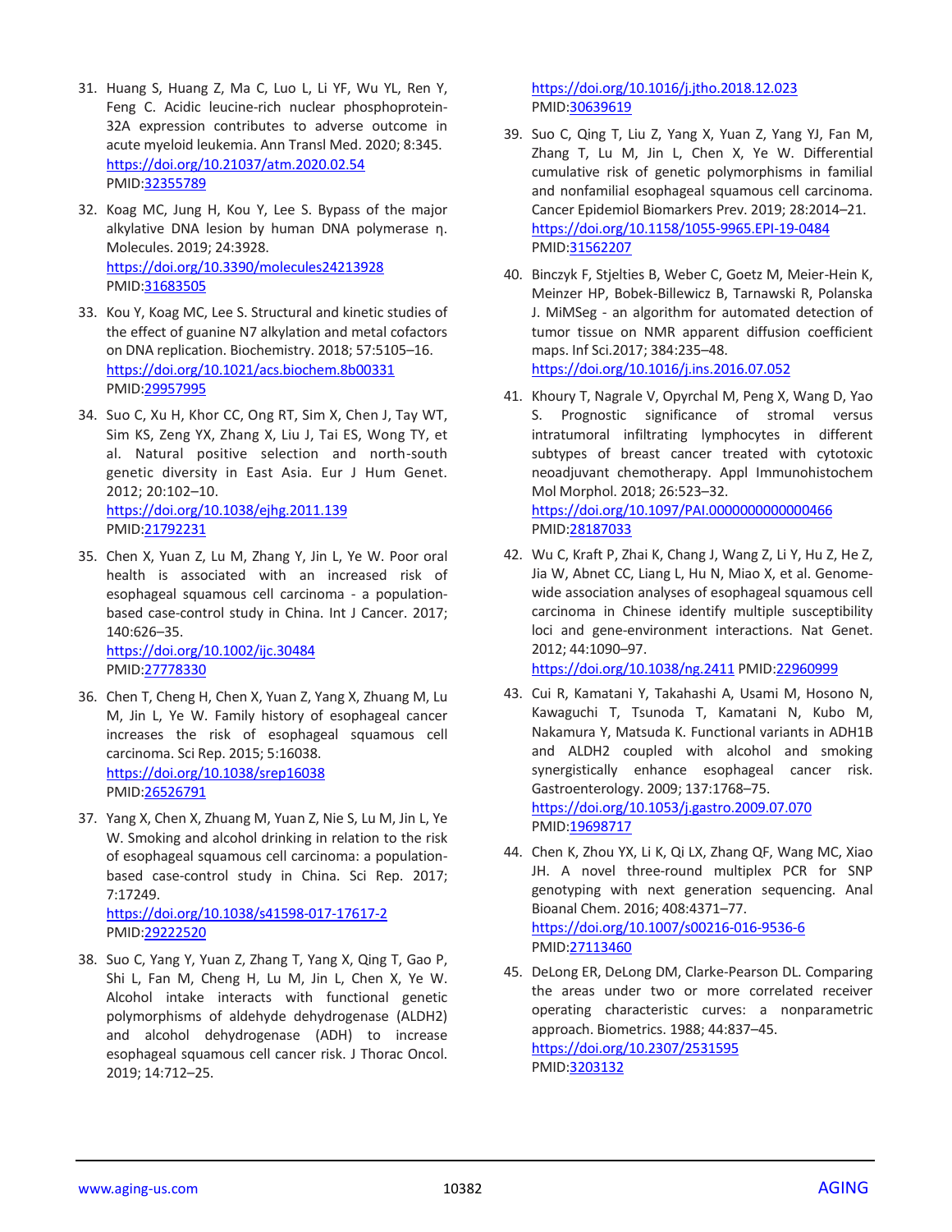31. Huang S, Huang Z, Ma C, Luo L, Li YF, Wu YL, Ren Y, Feng C. Acidic leucine-rich nuclear phosphoprotein-32A expression contributes to adverse outcome in acute myeloid leukemia. Ann Transl Med. 2020; 8:345. https://doi.org/10.21037/atm.2020.02.54 PMID:32355789

32. Koag MC, Jung H, Kou Y, Lee S. Bypass of the major alkylative DNA lesion by human DNA polymerase η. Molecules. 2019; 24:3928. https://doi.org/10.3390/molecules24213928 PMID:31683505

33. Kou Y, Koag MC, Lee S. Structural and kinetic studies of the effect of guanine N7 alkylation and metal cofactors on DNA replication. Biochemistry. 2018; 57:5105–16. https://doi.org/10.1021/acs.biochem.8b00331 PMID:29957995

34. Suo C, Xu H, Khor CC, Ong RT, Sim X, Chen J, Tay WT, Sim KS, Zeng YX, Zhang X, Liu J, Tai ES, Wong TY, et al. Natural positive selection and north-south genetic diversity in East Asia. Eur J Hum Genet. 2012; 20:102–10. https://doi.org/10.1038/ejhg.2011.139 PMID:21792231

35. Chen X, Yuan Z, Lu M, Zhang Y, Jin L, Ye W. Poor oral health is associated with an increased risk of esophageal squamous cell carcinoma - a population-based case-control study in China. Int J Cancer. 2017; 140:626–35. https://doi.org/10.1002/ijc.30484 PMID:27778330

36. Chen T, Cheng H, Chen X, Yuan Z, Yang X, Zhuang M, Lu M, Jin L, Ye W. Family history of esophageal cancer increases the risk of esophageal squamous cell carcinoma. Sci Rep. 2015; 5:16038. https://doi.org/10.1038/srep16038 PMID:26526791

37. Yang X, Chen X, Zhuang M, Yuan Z, Nie S, Lu M, Jin L, Ye W. Smoking and alcohol drinking in relation to the risk of esophageal squamous cell carcinoma: a population-based case-control study in China. Sci Rep. 2017; 7:17249. https://doi.org/10.1038/s41598-017-17617-2 PMID:29222520

38. Suo C, Yang Y, Yuan Z, Zhang T, Yang X, Qing T, Gao P, Shi L, Fan M, Cheng H, Lu M, Jin L, Chen X, Ye W. Alcohol intake interacts with functional genetic polymorphisms of aldehyde dehydrogenase (ALDH2) and alcohol dehydrogenase (ADH) to increase esophageal squamous cell cancer risk. J Thorac Oncol. 2019; 14:712–25. https://doi.org/10.1016/j.jtho.2018.12.023 PMID:30639619

39. Suo C, Qing T, Liu Z, Yang X, Yuan Z, Yang YJ, Fan M, Zhang T, Lu M, Jin L, Chen X, Ye W. Differential cumulative risk of genetic polymorphisms in familial and nonfamilial esophageal squamous cell carcinoma. Cancer Epidemiol Biomarkers Prev. 2019; 28:2014–21. https://doi.org/10.1158/1055-9965.EPI-19-0484 PMID:31562207

40. Binczyk F, Stjelties B, Weber C, Goetz M, Meier-Hein K, Meinzer HP, Bobek-Billewicz B, Tarnawski R, Polanska J. MiMSeg - an algorithm for automated detection of tumor tissue on NMR apparent diffusion coefficient maps. Inf Sci.2017; 384:235–48. https://doi.org/10.1016/j.ins.2016.07.052

41. Khoury T, Nagrale V, Opyrchal M, Peng X, Wang D, Yao S. Prognostic significance of stromal versus intratumoral infiltrating lymphocytes in different subtypes of breast cancer treated with cytotoxic neoadjuvant chemotherapy. Appl Immunohistochem Mol Morphol. 2018; 26:523–32. https://doi.org/10.1097/PAI.0000000000000466 PMID:28187033

42. Wu C, Kraft P, Zhai K, Chang J, Wang Z, Li Y, Hu Z, He Z, Jia W, Abnet CC, Liang L, Hu N, Miao X, et al. Genome-wide association analyses of esophageal squamous cell carcinoma in Chinese identify multiple susceptibility loci and gene-environment interactions. Nat Genet. 2012; 44:1090–97. https://doi.org/10.1038/ng.2411 PMID:22960999

43. Cui R, Kamatani Y, Takahashi A, Usami M, Hosono N, Kawaguchi T, Tsunoda T, Kamatani N, Kubo M, Nakamura Y, Matsuda K. Functional variants in ADH1B and ALDH2 coupled with alcohol and smoking synergistically enhance esophageal cancer risk. Gastroenterology. 2009; 137:1768–75. https://doi.org/10.1053/j.gastro.2009.07.070 PMID:19698717

44. Chen K, Zhou YX, Li K, Qi LX, Zhang QF, Wang MC, Xiao JH. A novel three-round multiplex PCR for SNP genotyping with next generation sequencing. Anal Bioanal Chem. 2016; 408:4371–77. https://doi.org/10.1007/s00216-016-9536-6 PMID:27113460

45. DeLong ER, DeLong DM, Clarke-Pearson DL. Comparing the areas under two or more correlated receiver operating characteristic curves: a nonparametric approach. Biometrics. 1988; 44:837–45. https://doi.org/10.2307/2531595 PMID:3203132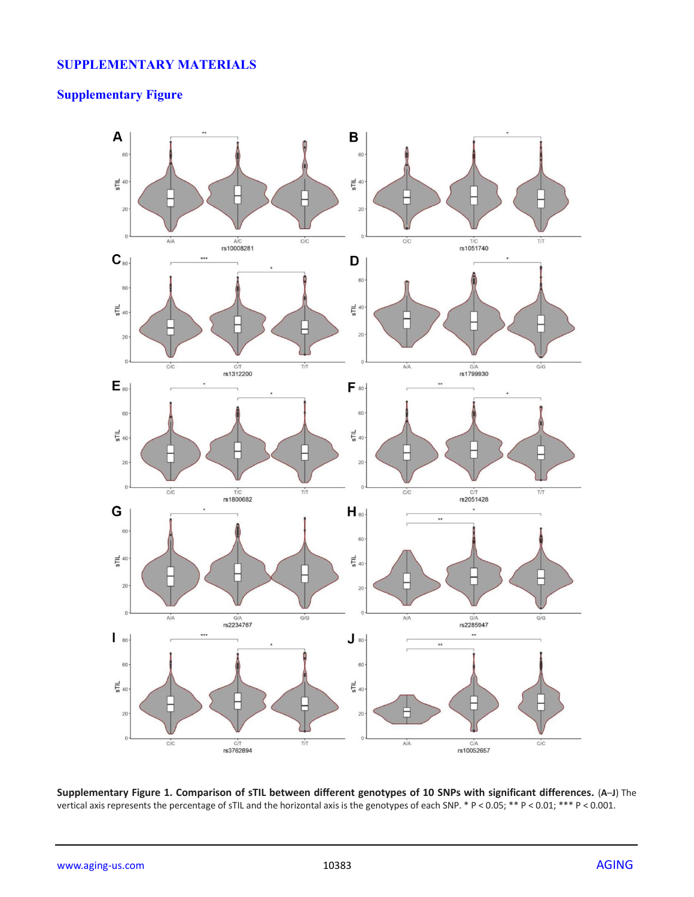# SUPPLEMENTARY MATERIALS

## Supplementary Figure

**Supplementary Figure 1. Comparison of sTIL between different genotypes of 10 SNPs with significant differences.** (**A**–**J**) The vertical axis represents the percentage of sTIL and the horizontal axis is the genotypes of each SNP. * P < 0.05; ** P < 0.01; *** P < 0.001.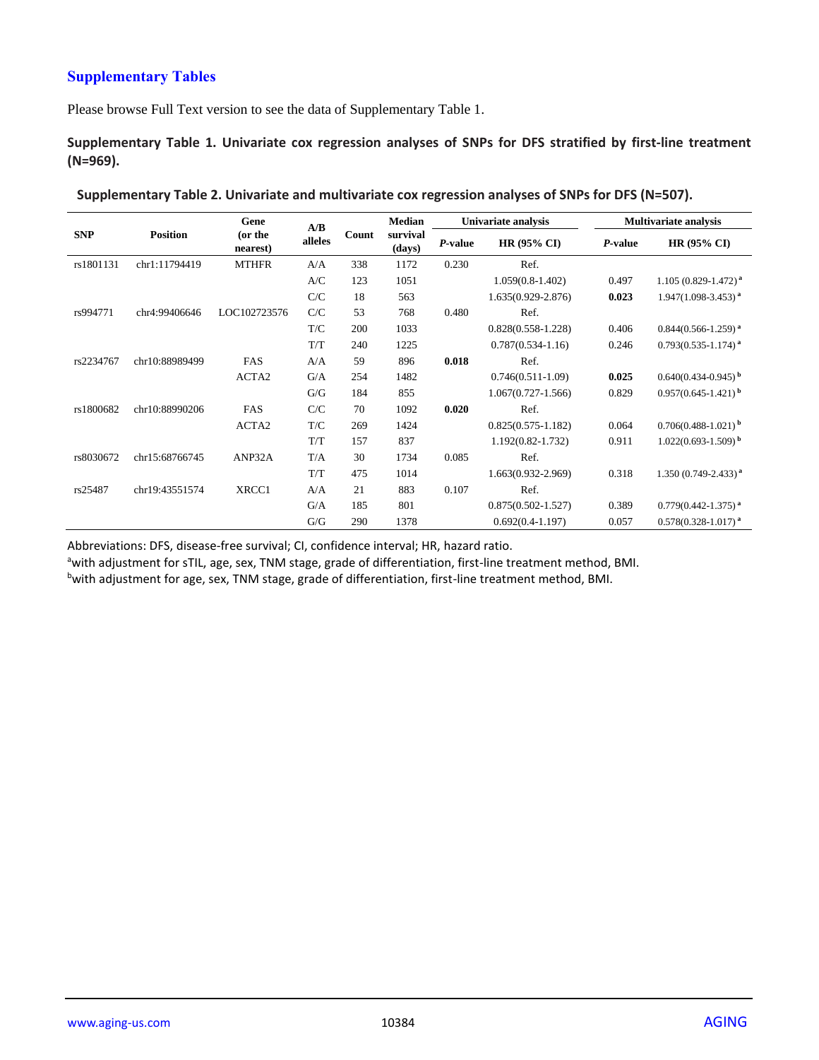## Supplementary Tables

Please browse Full Text version to see the data of Supplementary Table 1.

**Supplementary Table 1. Univariate cox regression analyses of SNPs for DFS stratified by first-line treatment (N=969).**

**Supplementary Table 2. Univariate and multivariate cox regression analyses of SNPs for DFS (N=507).**

| SNP | Position | Gene (or the nearest) | A/B alleles | Count | Median survival (days) | Univariate analysis | | Multivariate analysis | |
|---|---|---|---|---|---|---|---|---|---|
| | | | | | | *P*-value | HR (95% CI) | *P*-value | HR (95% CI) |
| rs1801131 | chr1:11794419 | MTHFR | A/A | 338 | 1172 | 0.230 | Ref. | | |
| | | | A/C | 123 | 1051 | | 1.059(0.8-1.402) | 0.497 | 1.105 (0.829-1.472) [a] |
| | | | C/C | 18 | 563 | | 1.635(0.929-2.876) | **0.023** | 1.947(1.098-3.453) [a] |
| rs994771 | chr4:99406646 | LOC102723576 | C/C | 53 | 768 | 0.480 | Ref. | | |
| | | | T/C | 200 | 1033 | | 0.828(0.558-1.228) | 0.406 | 0.844(0.566-1.259) [a] |
| | | | T/T | 240 | 1225 | | 0.787(0.534-1.16) | 0.246 | 0.793(0.535-1.174) [a] |
| rs2234767 | chr10:88989499 | FAS | A/A | 59 | 896 | **0.018** | Ref. | | |
| | | ACTA2 | G/A | 254 | 1482 | | 0.746(0.511-1.09) | **0.025** | 0.640(0.434-0.945) [b] |
| | | | G/G | 184 | 855 | | 1.067(0.727-1.566) | 0.829 | 0.957(0.645-1.421) [b] |
| rs1800682 | chr10:88990206 | FAS | C/C | 70 | 1092 | **0.020** | Ref. | | |
| | | ACTA2 | T/C | 269 | 1424 | | 0.825(0.575-1.182) | 0.064 | 0.706(0.488-1.021) [b] |
| | | | T/T | 157 | 837 | | 1.192(0.82-1.732) | 0.911 | 1.022(0.693-1.509) [b] |
| rs8030672 | chr15:68766745 | ANP32A | T/A | 30 | 1734 | 0.085 | Ref. | | |
| | | | T/T | 475 | 1014 | | 1.663(0.932-2.969) | 0.318 | 1.350 (0.749-2.433) [a] |
| rs25487 | chr19:43551574 | XRCC1 | A/A | 21 | 883 | 0.107 | Ref. | | |
| | | | G/A | 185 | 801 | | 0.875(0.502-1.527) | 0.389 | 0.779(0.442-1.375) [a] |
| | | | G/G | 290 | 1378 | | 0.692(0.4-1.197) | 0.057 | 0.578(0.328-1.017) [a] |

Abbreviations: DFS, disease-free survival; CI, confidence interval; HR, hazard ratio.
[a]with adjustment for sTIL, age, sex, TNM stage, grade of differentiation, first-line treatment method, BMI.
[b]with adjustment for age, sex, TNM stage, grade of differentiation, first-line treatment method, BMI.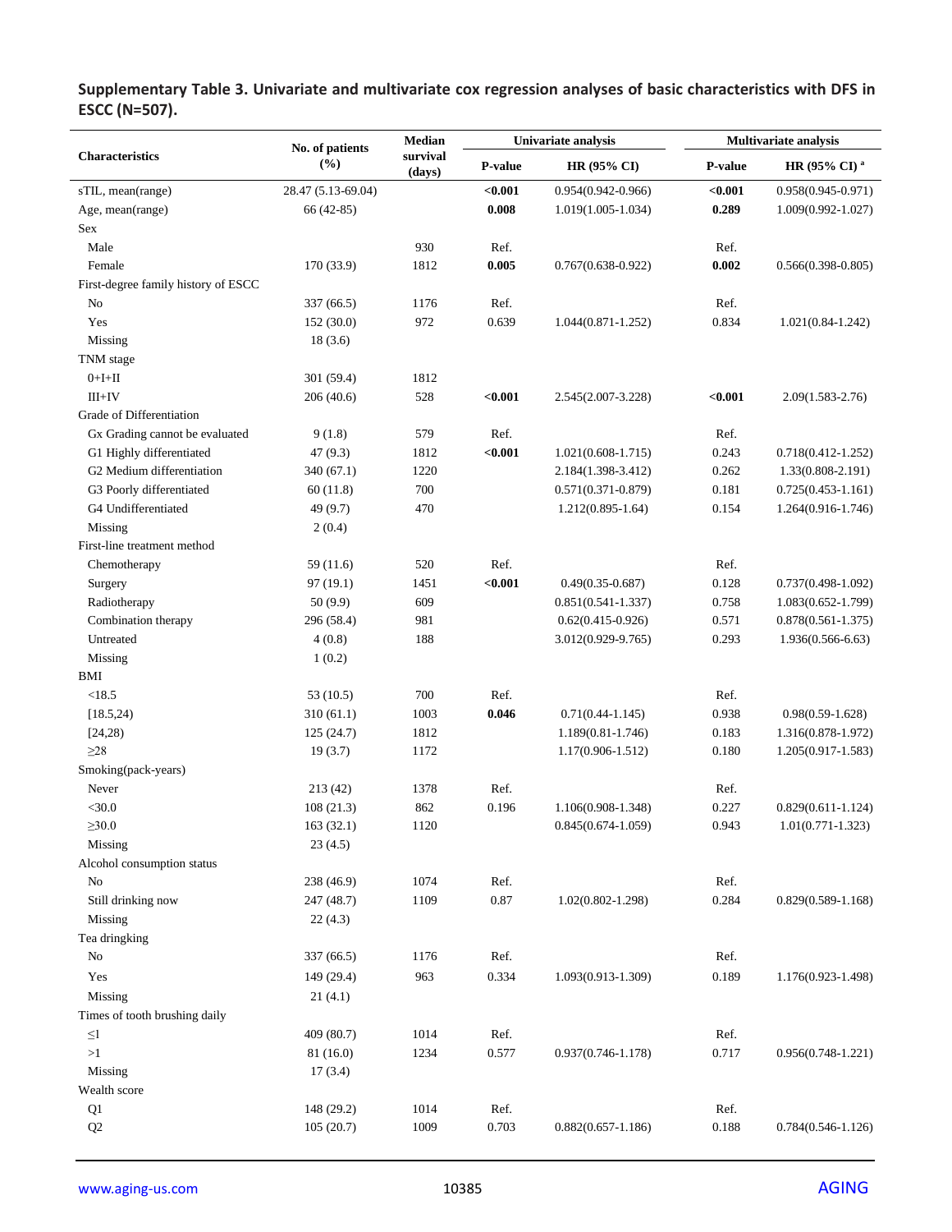**Supplementary Table 3. Univariate and multivariate cox regression analyses of basic characteristics with DFS in ESCC (N=507).**

| Characteristics | No. of patients (%) | Median survival (days) | Univariate analysis | | Multivariate analysis | |
|---|---|---|---|---|---|---|
| | | | P-value | HR (95% CI) | P-value | HR (95% CI) [a] |
| sTIL, mean(range) | 28.47 (5.13-69.04) | | **<0.001** | 0.954(0.942-0.966) | **<0.001** | 0.958(0.945-0.971) |
| Age, mean(range) | 66 (42-85) | | **0.008** | 1.019(1.005-1.034) | **0.289** | 1.009(0.992-1.027) |
| Sex | | | | | | |
| Male | | 930 | Ref. | | Ref. | |
| Female | 170 (33.9) | 1812 | **0.005** | 0.767(0.638-0.922) | **0.002** | 0.566(0.398-0.805) |
| First-degree family history of ESCC | | | | | | |
| No | 337 (66.5) | 1176 | Ref. | | Ref. | |
| Yes | 152 (30.0) | 972 | 0.639 | 1.044(0.871-1.252) | 0.834 | 1.021(0.84-1.242) |
| Missing | 18 (3.6) | | | | | |
| TNM stage | | | | | | |
| 0+I+II | 301 (59.4) | 1812 | | | | |
| III+IV | 206 (40.6) | 528 | **<0.001** | 2.545(2.007-3.228) | **<0.001** | 2.09(1.583-2.76) |
| Grade of Differentiation | | | | | | |
| Gx Grading cannot be evaluated | 9 (1.8) | 579 | Ref. | | Ref. | |
| G1 Highly differentiated | 47 (9.3) | 1812 | **<0.001** | 1.021(0.608-1.715) | 0.243 | 0.718(0.412-1.252) |
| G2 Medium differentiation | 340 (67.1) | 1220 | | 2.184(1.398-3.412) | 0.262 | 1.33(0.808-2.191) |
| G3 Poorly differentiated | 60 (11.8) | 700 | | 0.571(0.371-0.879) | 0.181 | 0.725(0.453-1.161) |
| G4 Undifferentiated | 49 (9.7) | 470 | | 1.212(0.895-1.64) | 0.154 | 1.264(0.916-1.746) |
| Missing | 2 (0.4) | | | | | |
| First-line treatment method | | | | | | |
| Chemotherapy | 59 (11.6) | 520 | Ref. | | Ref. | |
| Surgery | 97 (19.1) | 1451 | **<0.001** | 0.49(0.35-0.687) | 0.128 | 0.737(0.498-1.092) |
| Radiotherapy | 50 (9.9) | 609 | | 0.851(0.541-1.337) | 0.758 | 1.083(0.652-1.799) |
| Combination therapy | 296 (58.4) | 981 | | 0.62(0.415-0.926) | 0.571 | 0.878(0.561-1.375) |
| Untreated | 4 (0.8) | 188 | | 3.012(0.929-9.765) | 0.293 | 1.936(0.566-6.63) |
| Missing | 1 (0.2) | | | | | |
| BMI | | | | | | |
| <18.5 | 53 (10.5) | 700 | Ref. | | Ref. | |
| [18.5,24) | 310 (61.1) | 1003 | **0.046** | 0.71(0.44-1.145) | 0.938 | 0.98(0.59-1.628) |
| [24,28) | 125 (24.7) | 1812 | | 1.189(0.81-1.746) | 0.183 | 1.316(0.878-1.972) |
| ≥28 | 19 (3.7) | 1172 | | 1.17(0.906-1.512) | 0.180 | 1.205(0.917-1.583) |
| Smoking(pack-years) | | | | | | |
| Never | 213 (42) | 1378 | Ref. | | Ref. | |
| <30.0 | 108 (21.3) | 862 | 0.196 | 1.106(0.908-1.348) | 0.227 | 0.829(0.611-1.124) |
| ≥30.0 | 163 (32.1) | 1120 | | 0.845(0.674-1.059) | 0.943 | 1.01(0.771-1.323) |
| Missing | 23 (4.5) | | | | | |
| Alcohol consumption status | | | | | | |
| No | 238 (46.9) | 1074 | Ref. | | Ref. | |
| Still drinking now | 247 (48.7) | 1109 | 0.87 | 1.02(0.802-1.298) | 0.284 | 0.829(0.589-1.168) |
| Missing | 22 (4.3) | | | | | |
| Tea dringking | | | | | | |
| No | 337 (66.5) | 1176 | Ref. | | Ref. | |
| Yes | 149 (29.4) | 963 | 0.334 | 1.093(0.913-1.309) | 0.189 | 1.176(0.923-1.498) |
| Missing | 21 (4.1) | | | | | |
| Times of tooth brushing daily | | | | | | |
| ≤1 | 409 (80.7) | 1014 | Ref. | | Ref. | |
| >1 | 81 (16.0) | 1234 | 0.577 | 0.937(0.746-1.178) | 0.717 | 0.956(0.748-1.221) |
| Missing | 17 (3.4) | | | | | |
| Wealth score | | | | | | |
| Q1 | 148 (29.2) | 1014 | Ref. | | Ref. | |
| Q2 | 105 (20.7) | 1009 | 0.703 | 0.882(0.657-1.186) | 0.188 | 0.784(0.546-1.126) |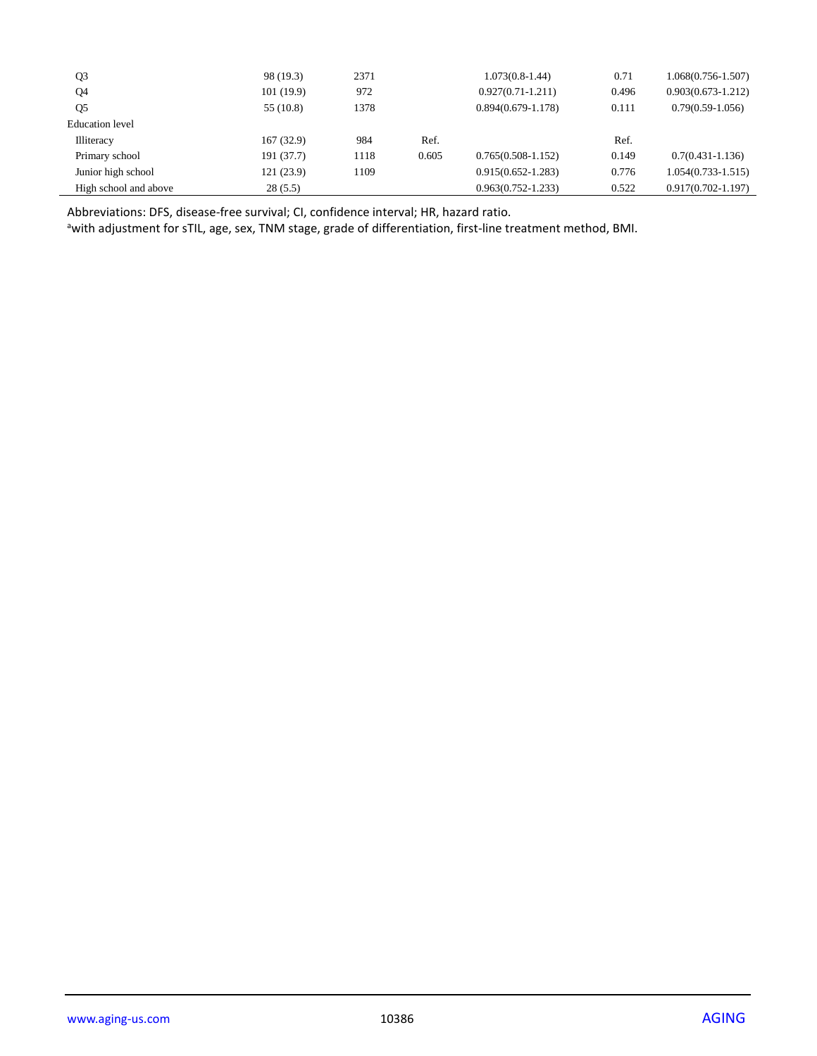| | | | | | | |
|---|---|---|---|---|---|---|
| Q3 | 98 (19.3) | 2371 | | 1.073(0.8-1.44) | 0.71 | 1.068(0.756-1.507) |
| Q4 | 101 (19.9) | 972 | | 0.927(0.71-1.211) | 0.496 | 0.903(0.673-1.212) |
| Q5 | 55 (10.8) | 1378 | | 0.894(0.679-1.178) | 0.111 | 0.79(0.59-1.056) |
| Education level | | | | | | |
| Illiteracy | 167 (32.9) | 984 | Ref. | | Ref. | |
| Primary school | 191 (37.7) | 1118 | 0.605 | 0.765(0.508-1.152) | 0.149 | 0.7(0.431-1.136) |
| Junior high school | 121 (23.9) | 1109 | | 0.915(0.652-1.283) | 0.776 | 1.054(0.733-1.515) |
| High school and above | 28 (5.5) | | | 0.963(0.752-1.233) | 0.522 | 0.917(0.702-1.197) |

Abbreviations: DFS, disease-free survival; CI, confidence interval; HR, hazard ratio.

[a]with adjustment for sTIL, age, sex, TNM stage, grade of differentiation, first-line treatment method, BMI.